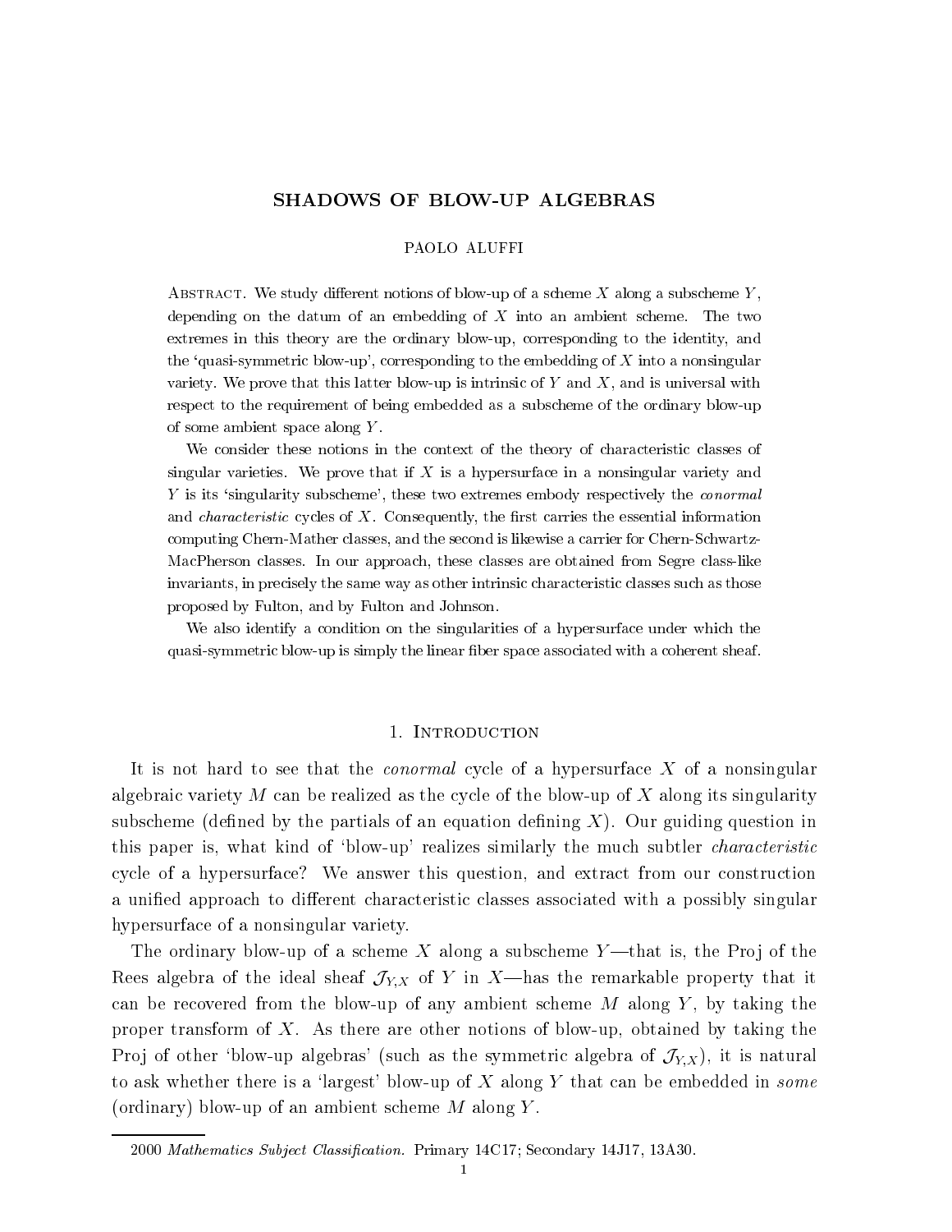# SHADOWS OF BLOW-UP ALGEBRAS

PAOLO ALUFFI

Abstract. We study different notions of blow-up of a scheme $X$ along a subscheme $Y$, depending on the datum of an embedding of $X$ into an ambient scheme. The two extremes in this theory are the ordinary blow-up, corresponding to the identity, and the 'quasi-symmetric blow-up', corresponding to the embedding of $X$ into a nonsingular variety. We prove that this latter blow-up is intrinsic of $Y$ and $X$, and is universal with respect to the requirement of being embedded as a subscheme of the ordinary blow-up of some ambient space along $Y$.

We consider these notions in the context of the theory of characteristic classes of singular varieties. We prove that if $X$ is a hypersurface in a nonsingular variety and $Y$ is its 'singularity subscheme', these two extremes embody respectively the *conormal* and *characteristic* cycles of $X$. Consequently, the first carries the essential information computing Chern-Mather classes, and the second is likewise a carrier for Chern-Schwartz-MacPherson classes. In our approach, these classes are obtained from Segre class-like invariants, in precisely the same way as other intrinsic characteristic classes such as those proposed by Fulton, and by Fulton and Johnson.

We also identify a condition on the singularities of a hypersurface under which the quasi-symmetric blow-up is simply the linear fiber space associated with a coherent sheaf.

## 1. Introduction

It is not hard to see that the *conormal* cycle of a hypersurface $X$ of a nonsingular algebraic variety $M$ can be realized as the cycle of the blow-up of $X$ along its singularity subscheme (defined by the partials of an equation defining $X$). Our guiding question in this paper is, what kind of 'blow-up' realizes similarly the much subtler *characteristic* cycle of a hypersurface? We answer this question, and extract from our construction a unified approach to different characteristic classes associated with a possibly singular hypersurface of a nonsingular variety.

The ordinary blow-up of a scheme $X$ along a subscheme $Y$—that is, the Proj of the Rees algebra of the ideal sheaf $\mathcal{J}_{Y,X}$ of $Y$ in $X$—has the remarkable property that it can be recovered from the blow-up of any ambient scheme $M$ along $Y$, by taking the proper transform of $X$. As there are other notions of blow-up, obtained by taking the Proj of other 'blow-up algebras' (such as the symmetric algebra of $\mathcal{J}_{Y,X}$), it is natural to ask whether there is a 'largest' blow-up of $X$ along $Y$ that can be embedded in *some* (ordinary) blow-up of an ambient scheme $M$ along $Y$.

2000 *Mathematics Subject Classification.* Primary 14C17; Secondary 14J17, 13A30.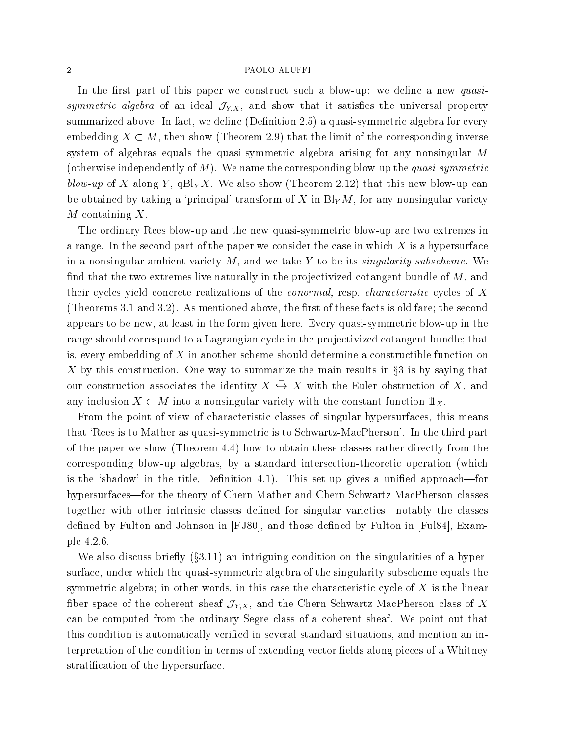In the first part of this paper we construct such a blow-up: we define a new *quasi-symmetric algebra* of an ideal $\mathcal{J}_{Y,X}$, and show that it satisfies the universal property summarized above. In fact, we define (Definition 2.5) a quasi-symmetric algebra for every embedding $X \subset M$, then show (Theorem 2.9) that the limit of the corresponding inverse system of algebras equals the quasi-symmetric algebra arising for any nonsingular $M$ (otherwise independently of $M$). We name the corresponding blow-up the *quasi-symmetric blow-up* of $X$ along $Y$, $\mathrm{qBl}_Y X$. We also show (Theorem 2.12) that this new blow-up can be obtained by taking a 'principal' transform of $X$ in $\mathrm{Bl}_Y M$, for any nonsingular variety $M$ containing $X$.

The ordinary Rees blow-up and the new quasi-symmetric blow-up are two extremes in a range. In the second part of the paper we consider the case in which $X$ is a hypersurface in a nonsingular ambient variety $M$, and we take $Y$ to be its *singularity subscheme.* We find that the two extremes live naturally in the projectivized cotangent bundle of $M$, and their cycles yield concrete realizations of the *conormal,* resp. *characteristic* cycles of $X$ (Theorems 3.1 and 3.2). As mentioned above, the first of these facts is old fare; the second appears to be new, at least in the form given here. Every quasi-symmetric blow-up in the range should correspond to a Lagrangian cycle in the projectivized cotangent bundle; that is, every embedding of $X$ in another scheme should determine a constructible function on $X$ by this construction. One way to summarize the main results in §3 is by saying that our construction associates the identity $X \overset{=}{\hookrightarrow} X$ with the Euler obstruction of $X$, and any inclusion $X \subset M$ into a nonsingular variety with the constant function $1\!\!1_X$.

From the point of view of characteristic classes of singular hypersurfaces, this means that 'Rees is to Mather as quasi-symmetric is to Schwartz-MacPherson'. In the third part of the paper we show (Theorem 4.4) how to obtain these classes rather directly from the corresponding blow-up algebras, by a standard intersection-theoretic operation (which is the 'shadow' in the title, Definition 4.1). This set-up gives a unified approach—for hypersurfaces—for the theory of Chern-Mather and Chern-Schwartz-MacPherson classes together with other intrinsic classes defined for singular varieties—notably the classes defined by Fulton and Johnson in [FJ80], and those defined by Fulton in [Ful84], Example 4.2.6.

We also discuss briefly (§3.11) an intriguing condition on the singularities of a hypersurface, under which the quasi-symmetric algebra of the singularity subscheme equals the symmetric algebra; in other words, in this case the characteristic cycle of $X$ is the linear fiber space of the coherent sheaf $\mathcal{J}_{Y,X}$, and the Chern-Schwartz-MacPherson class of $X$ can be computed from the ordinary Segre class of a coherent sheaf. We point out that this condition is automatically verified in several standard situations, and mention an interpretation of the condition in terms of extending vector fields along pieces of a Whitney stratification of the hypersurface.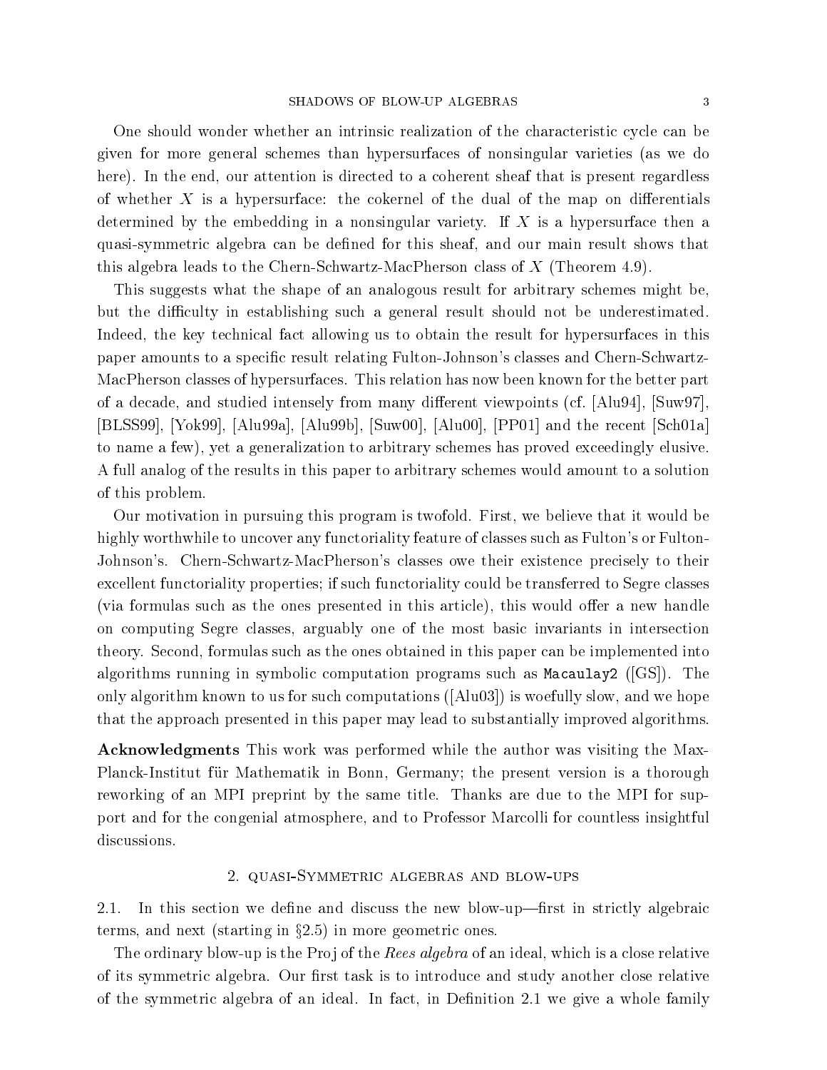One should wonder whether an intrinsic realization of the characteristic cycle can be given for more general schemes than hypersurfaces of nonsingular varieties (as we do here). In the end, our attention is directed to a coherent sheaf that is present regardless of whether $X$ is a hypersurface: the cokernel of the dual of the map on differentials determined by the embedding in a nonsingular variety. If $X$ is a hypersurface then a quasi-symmetric algebra can be defined for this sheaf, and our main result shows that this algebra leads to the Chern-Schwartz-MacPherson class of $X$ (Theorem 4.9).

This suggests what the shape of an analogous result for arbitrary schemes might be, but the difficulty in establishing such a general result should not be underestimated. Indeed, the key technical fact allowing us to obtain the result for hypersurfaces in this paper amounts to a specific result relating Fulton-Johnson's classes and Chern-Schwartz-MacPherson classes of hypersurfaces. This relation has now been known for the better part of a decade, and studied intensely from many different viewpoints (cf. [Alu94], [Suw97], [BLSS99], [Yok99], [Alu99a], [Alu99b], [Suw00], [Alu00], [PP01] and the recent [Sch01a] to name a few), yet a generalization to arbitrary schemes has proved exceedingly elusive. A full analog of the results in this paper to arbitrary schemes would amount to a solution of this problem.

Our motivation in pursuing this program is twofold. First, we believe that it would be highly worthwhile to uncover any functoriality feature of classes such as Fulton's or Fulton-Johnson's. Chern-Schwartz-MacPherson's classes owe their existence precisely to their excellent functoriality properties; if such functoriality could be transferred to Segre classes (via formulas such as the ones presented in this article), this would offer a new handle on computing Segre classes, arguably one of the most basic invariants in intersection theory. Second, formulas such as the ones obtained in this paper can be implemented into algorithms running in symbolic computation programs such as `Macaulay2` ([GS]). The only algorithm known to us for such computations ([Alu03]) is woefully slow, and we hope that the approach presented in this paper may lead to substantially improved algorithms.

**Acknowledgments** This work was performed while the author was visiting the Max-Planck-Institut für Mathematik in Bonn, Germany; the present version is a thorough reworking of an MPI preprint by the same title. Thanks are due to the MPI for support and for the congenial atmosphere, and to Professor Marcolli for countless insightful discussions.

## 2. quasi-Symmetric algebras and blow-ups

2.1. In this section we define and discuss the new blow-up—first in strictly algebraic terms, and next (starting in §2.5) in more geometric ones.

The ordinary blow-up is the Proj of the *Rees algebra* of an ideal, which is a close relative of its symmetric algebra. Our first task is to introduce and study another close relative of the symmetric algebra of an ideal. In fact, in Definition 2.1 we give a whole family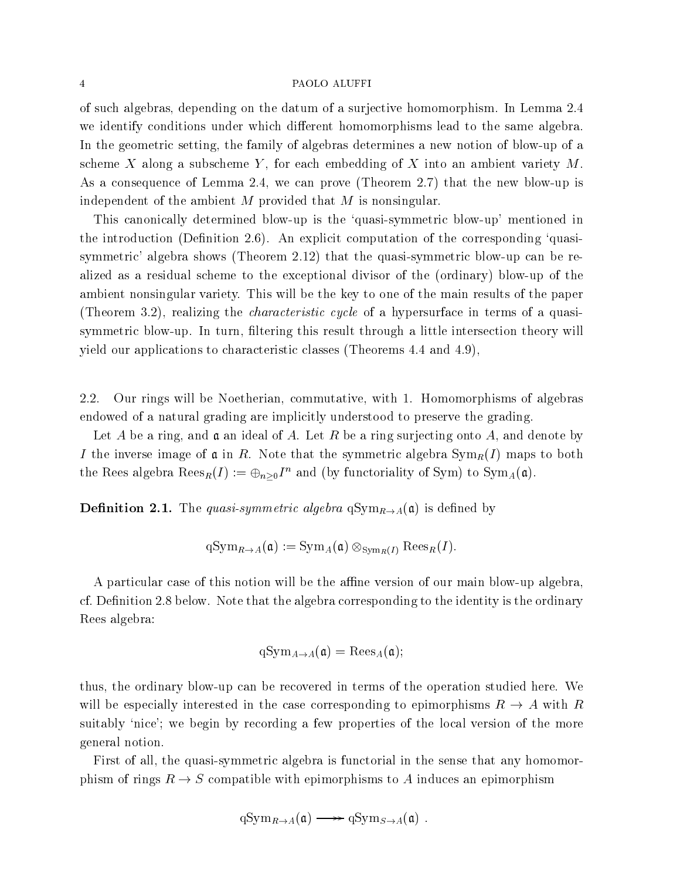of such algebras, depending on the datum of a surjective homomorphism. In Lemma 2.4 we identify conditions under which different homomorphisms lead to the same algebra. In the geometric setting, the family of algebras determines a new notion of blow-up of a scheme $X$ along a subscheme $Y$, for each embedding of $X$ into an ambient variety $M$. As a consequence of Lemma 2.4, we can prove (Theorem 2.7) that the new blow-up is independent of the ambient $M$ provided that $M$ is nonsingular.

This canonically determined blow-up is the 'quasi-symmetric blow-up' mentioned in the introduction (Definition 2.6). An explicit computation of the corresponding 'quasi-symmetric' algebra shows (Theorem 2.12) that the quasi-symmetric blow-up can be realized as a residual scheme to the exceptional divisor of the (ordinary) blow-up of the ambient nonsingular variety. This will be the key to one of the main results of the paper (Theorem 3.2), realizing the *characteristic cycle* of a hypersurface in terms of a quasi-symmetric blow-up. In turn, filtering this result through a little intersection theory will yield our applications to characteristic classes (Theorems 4.4 and 4.9),

2.2. Our rings will be Noetherian, commutative, with 1. Homomorphisms of algebras endowed of a natural grading are implicitly understood to preserve the grading.

Let $A$ be a ring, and $\mathfrak{a}$ an ideal of $A$. Let $R$ be a ring surjecting onto $A$, and denote by $I$ the inverse image of $\mathfrak{a}$ in $R$. Note that the symmetric algebra $\mathrm{Sym}_R(I)$ maps to both the Rees algebra $\mathrm{Rees}_R(I) := \oplus_{n\ge 0} I^n$ and (by functoriality of Sym) to $\mathrm{Sym}_A(\mathfrak{a})$.

**Definition 2.1.** The *quasi-symmetric algebra* $\mathrm{qSym}_{R\to A}(\mathfrak{a})$ is defined by

$$\mathrm{qSym}_{R\to A}(\mathfrak{a}) := \mathrm{Sym}_A(\mathfrak{a}) \otimes_{\mathrm{Sym}_R(I)} \mathrm{Rees}_R(I).$$

A particular case of this notion will be the affine version of our main blow-up algebra, cf. Definition 2.8 below. Note that the algebra corresponding to the identity is the ordinary Rees algebra:

$$\mathrm{qSym}_{A\to A}(\mathfrak{a}) = \mathrm{Rees}_A(\mathfrak{a});$$

thus, the ordinary blow-up can be recovered in terms of the operation studied here. We will be especially interested in the case corresponding to epimorphisms $R \to A$ with $R$ suitably 'nice'; we begin by recording a few properties of the local version of the more general notion.

First of all, the quasi-symmetric algebra is functorial in the sense that any homomorphism of rings $R \to S$ compatible with epimorphisms to $A$ induces an epimorphism

$$\mathrm{qSym}_{R\to A}(\mathfrak{a}) \twoheadrightarrow \mathrm{qSym}_{S\to A}(\mathfrak{a}) \ .$$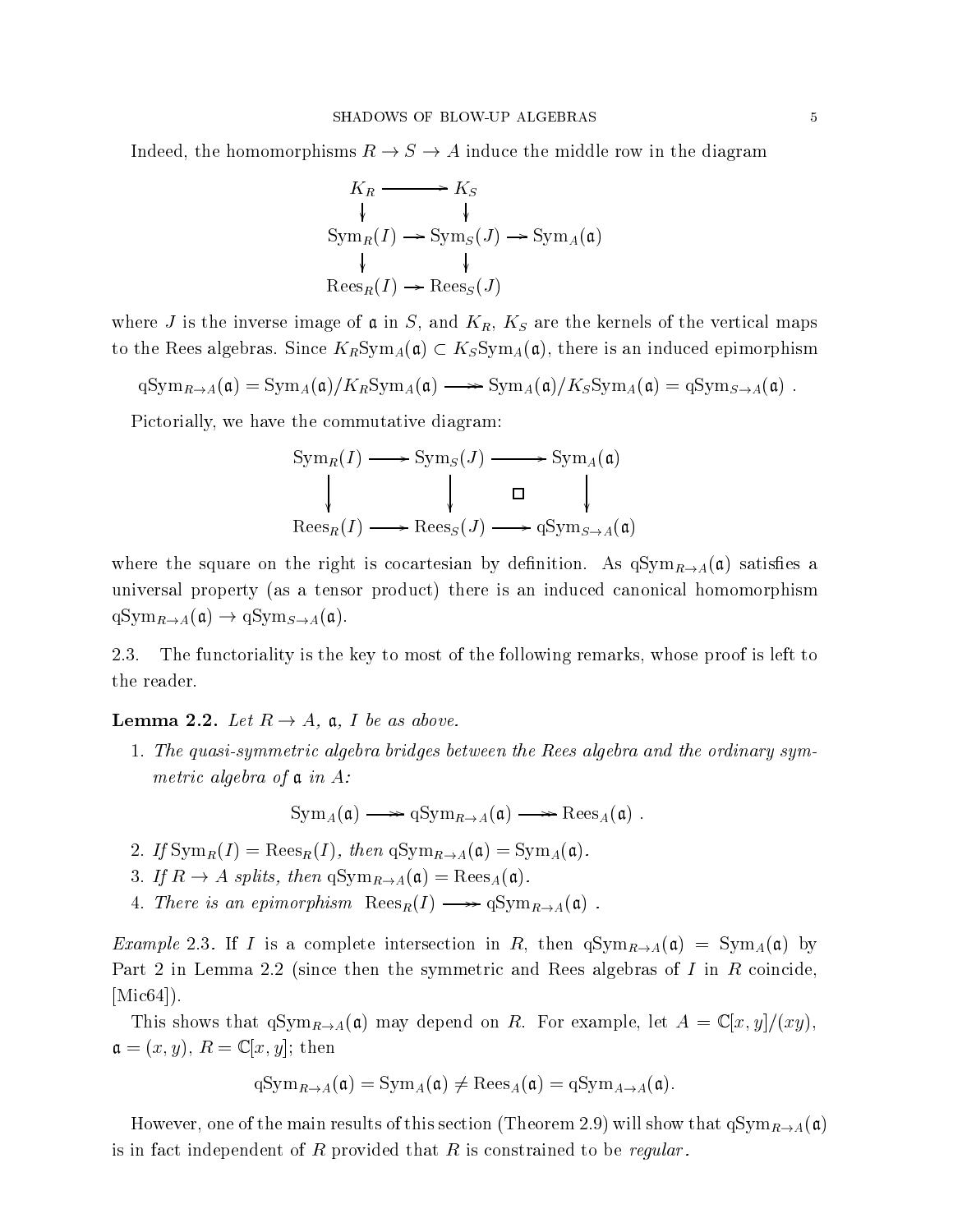Indeed, the homomorphisms $R \to S \to A$ induce the middle row in the diagram

$$\begin{array}{ccccc} K_R & \longrightarrow & K_S & & \\ \downarrow & & \downarrow & & \\ \mathrm{Sym}_R(I) & \longrightarrow & \mathrm{Sym}_S(J) & \longrightarrow & \mathrm{Sym}_A(\mathfrak{a}) \\ \downarrow & & \downarrow & & \\ \mathrm{Rees}_R(I) & \longrightarrow & \mathrm{Rees}_S(J) & & \end{array}$$

where $J$ is the inverse image of $\mathfrak{a}$ in $S$, and $K_R$, $K_S$ are the kernels of the vertical maps to the Rees algebras. Since $K_R \mathrm{Sym}_A(\mathfrak{a}) \subset K_S \mathrm{Sym}_A(\mathfrak{a})$, there is an induced epimorphism

$$\mathrm{qSym}_{R\to A}(\mathfrak{a}) = \mathrm{Sym}_A(\mathfrak{a})/K_R\mathrm{Sym}_A(\mathfrak{a}) \twoheadrightarrow \mathrm{Sym}_A(\mathfrak{a})/K_S\mathrm{Sym}_A(\mathfrak{a}) = \mathrm{qSym}_{S\to A}(\mathfrak{a}) \ .$$

Pictorially, we have the commutative diagram:

$$\begin{array}{ccccc} \mathrm{Sym}_R(I) & \longrightarrow & \mathrm{Sym}_S(J) & \longrightarrow & \mathrm{Sym}_A(\mathfrak{a}) \\ \Big\downarrow & & \Big\downarrow & \square & \Big\downarrow \\ \mathrm{Rees}_R(I) & \longrightarrow & \mathrm{Rees}_S(J) & \longrightarrow & \mathrm{qSym}_{S\to A}(\mathfrak{a}) \end{array}$$

where the square on the right is cocartesian by definition. As $\mathrm{qSym}_{R\to A}(\mathfrak{a})$ satisfies a universal property (as a tensor product) there is an induced canonical homomorphism $\mathrm{qSym}_{R\to A}(\mathfrak{a}) \to \mathrm{qSym}_{S\to A}(\mathfrak{a})$.

2.3. The functoriality is the key to most of the following remarks, whose proof is left to the reader.

**Lemma 2.2.** *Let $R \to A$, $\mathfrak{a}$, $I$ be as above.*

1. *The quasi-symmetric algebra bridges between the Rees algebra and the ordinary symmetric algebra of $\mathfrak{a}$ in $A$:*

$$\mathrm{Sym}_A(\mathfrak{a}) \twoheadrightarrow \mathrm{qSym}_{R\to A}(\mathfrak{a}) \twoheadrightarrow \mathrm{Rees}_A(\mathfrak{a}) \ .$$

2. *If $\mathrm{Sym}_R(I) = \mathrm{Rees}_R(I)$, then $\mathrm{qSym}_{R\to A}(\mathfrak{a}) = \mathrm{Sym}_A(\mathfrak{a})$.*
3. *If $R \to A$ splits, then $\mathrm{qSym}_{R\to A}(\mathfrak{a}) = \mathrm{Rees}_A(\mathfrak{a})$.*
4. *There is an epimorphism* $\mathrm{Rees}_R(I) \twoheadrightarrow \mathrm{qSym}_{R\to A}(\mathfrak{a})$ .

*Example* 2.3. If $I$ is a complete intersection in $R$, then $\mathrm{qSym}_{R\to A}(\mathfrak{a}) = \mathrm{Sym}_A(\mathfrak{a})$ by Part 2 in Lemma 2.2 (since then the symmetric and Rees algebras of $I$ in $R$ coincide, [Mic64]).

This shows that $\mathrm{qSym}_{R\to A}(\mathfrak{a})$ may depend on $R$. For example, let $A = \mathbb{C}[x,y]/(xy)$, $\mathfrak{a} = (x,y)$, $R = \mathbb{C}[x,y]$; then

$$\mathrm{qSym}_{R\to A}(\mathfrak{a}) = \mathrm{Sym}_A(\mathfrak{a}) \neq \mathrm{Rees}_A(\mathfrak{a}) = \mathrm{qSym}_{A\to A}(\mathfrak{a}).$$

However, one of the main results of this section (Theorem 2.9) will show that $\mathrm{qSym}_{R\to A}(\mathfrak{a})$ is in fact independent of $R$ provided that $R$ is constrained to be *regular*.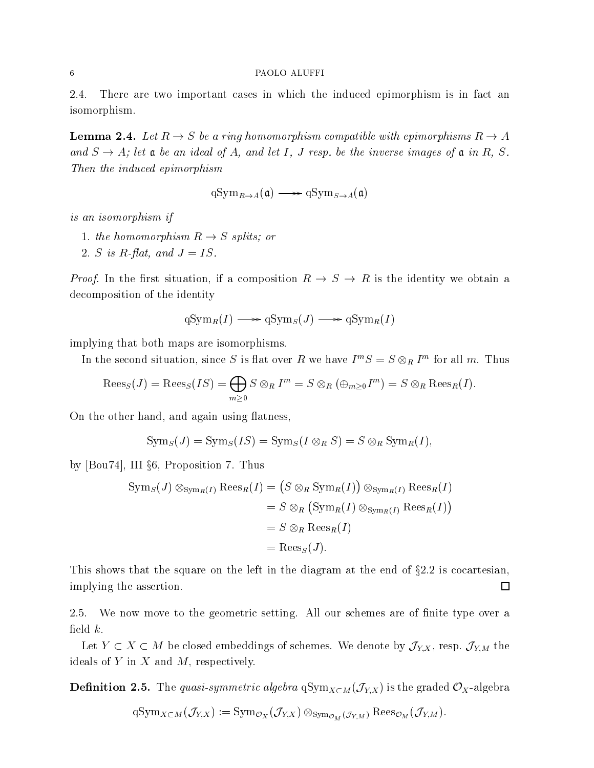2.4. There are two important cases in which the induced epimorphism is in fact an isomorphism.

**Lemma 2.4.** *Let $R \to S$ be a ring homomorphism compatible with epimorphisms $R \to A$ and $S \to A$; let $\mathfrak{a}$ be an ideal of $A$, and let $I$, $J$ resp. be the inverse images of $\mathfrak{a}$ in $R$, $S$. Then the induced epimorphism*

$$\mathrm{qSym}_{R\to A}(\mathfrak{a}) \twoheadrightarrow \mathrm{qSym}_{S\to A}(\mathfrak{a})$$

*is an isomorphism if*

1. *the homomorphism $R \to S$ splits; or*
2. *$S$ is $R$-flat, and $J = IS$.*

*Proof.* In the first situation, if a composition $R \to S \to R$ is the identity we obtain a decomposition of the identity

$$\mathrm{qSym}_R(I) \twoheadrightarrow \mathrm{qSym}_S(J) \twoheadrightarrow \mathrm{qSym}_R(I)$$

implying that both maps are isomorphisms.

In the second situation, since $S$ is flat over $R$ we have $I^m S = S \otimes_R I^m$ for all $m$. Thus

$$\mathrm{Rees}_S(J) = \mathrm{Rees}_S(IS) = \bigoplus_{m\geq 0} S \otimes_R I^m = S \otimes_R (\oplus_{m\geq 0} I^m) = S \otimes_R \mathrm{Rees}_R(I).$$

On the other hand, and again using flatness,

$$\mathrm{Sym}_S(J) = \mathrm{Sym}_S(IS) = \mathrm{Sym}_S(I \otimes_R S) = S \otimes_R \mathrm{Sym}_R(I),$$

by [Bou74], III §6, Proposition 7. Thus

$$\begin{aligned}
\mathrm{Sym}_S(J) \otimes_{\mathrm{Sym}_R(I)} \mathrm{Rees}_R(I) &= \big(S \otimes_R \mathrm{Sym}_R(I)\big) \otimes_{\mathrm{Sym}_R(I)} \mathrm{Rees}_R(I) \\
&= S \otimes_R \big(\mathrm{Sym}_R(I) \otimes_{\mathrm{Sym}_R(I)} \mathrm{Rees}_R(I)\big) \\
&= S \otimes_R \mathrm{Rees}_R(I) \\
&= \mathrm{Rees}_S(J).
\end{aligned}$$

This shows that the square on the left in the diagram at the end of §2.2 is cocartesian, implying the assertion. □

2.5. We now move to the geometric setting. All our schemes are of finite type over a field $k$.

Let $Y \subset X \subset M$ be closed embeddings of schemes. We denote by $\mathcal{J}_{Y,X}$, resp. $\mathcal{J}_{Y,M}$ the ideals of $Y$ in $X$ and $M$, respectively.

**Definition 2.5.** The *quasi-symmetric algebra* $\mathrm{qSym}_{X\subset M}(\mathcal{J}_{Y,X})$ is the graded $\mathcal{O}_X$-algebra

$$\mathrm{qSym}_{X\subset M}(\mathcal{J}_{Y,X}) := \mathrm{Sym}_{\mathcal{O}_X}(\mathcal{J}_{Y,X}) \otimes_{\mathrm{Sym}_{\mathcal{O}_M}(\mathcal{J}_{Y,M})} \mathrm{Rees}_{\mathcal{O}_M}(\mathcal{J}_{Y,M}).$$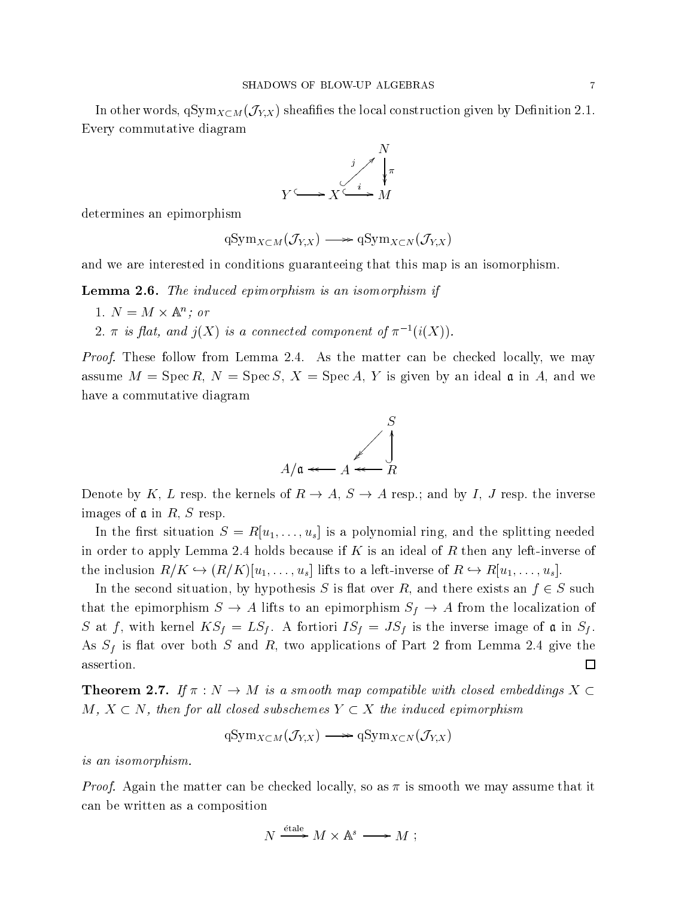In other words, $\mathrm{qSym}_{X\subset M}(\mathcal{J}_{Y,X})$ sheafifies the local construction given by Definition 2.1. Every commutative diagram

$$\begin{array}{ccccc} & & & & N \\ & & & \overset{j}{\nearrow} & \downarrow \pi \\ Y & \hookrightarrow & X & \overset{i}{\hookrightarrow} & M \end{array}$$

determines an epimorphism

$$\mathrm{qSym}_{X\subset M}(\mathcal{J}_{Y,X}) \twoheadrightarrow \mathrm{qSym}_{X\subset N}(\mathcal{J}_{Y,X})$$

and we are interested in conditions guaranteeing that this map is an isomorphism.

**Lemma 2.6.** *The induced epimorphism is an isomorphism if*

1. $N = M \times \mathbb{A}^n$*; or*
2. $\pi$ *is flat, and* $j(X)$ *is a connected component of* $\pi^{-1}(i(X))$.

*Proof.* These follow from Lemma 2.4. As the matter can be checked locally, we may assume $M = \operatorname{Spec} R$, $N = \operatorname{Spec} S$, $X = \operatorname{Spec} A$, $Y$ is given by an ideal $\mathfrak{a}$ in $A$, and we have a commutative diagram

$$\begin{array}{ccccc} & & & & S \\ & & & \swarrow & \uparrow \\ A/\mathfrak{a} & \twoheadleftarrow & A & \twoheadleftarrow & R \end{array}$$

Denote by $K$, $L$ resp. the kernels of $R \to A$, $S \to A$ resp.; and by $I$, $J$ resp. the inverse images of $\mathfrak{a}$ in $R$, $S$ resp.

In the first situation $S = R[u_1, \dots, u_s]$ is a polynomial ring, and the splitting needed in order to apply Lemma 2.4 holds because if $K$ is an ideal of $R$ then any left-inverse of the inclusion $R/K \hookrightarrow (R/K)[u_1, \dots, u_s]$ lifts to a left-inverse of $R \hookrightarrow R[u_1, \dots, u_s]$.

In the second situation, by hypothesis $S$ is flat over $R$, and there exists an $f \in S$ such that the epimorphism $S \to A$ lifts to an epimorphism $S_f \to A$ from the localization of $S$ at $f$, with kernel $KS_f = LS_f$. A fortiori $IS_f = JS_f$ is the inverse image of $\mathfrak{a}$ in $S_f$. As $S_f$ is flat over both $S$ and $R$, two applications of Part 2 from Lemma 2.4 give the assertion. $\square$

**Theorem 2.7.** *If* $\pi : N \to M$ *is a smooth map compatible with closed embeddings* $X \subset M$*,* $X \subset N$*, then for all closed subschemes* $Y \subset X$ *the induced epimorphism*

$$\mathrm{qSym}_{X\subset M}(\mathcal{J}_{Y,X}) \twoheadrightarrow \mathrm{qSym}_{X\subset N}(\mathcal{J}_{Y,X})$$

*is an isomorphism.*

*Proof.* Again the matter can be checked locally, so as $\pi$ is smooth we may assume that it can be written as a composition

$$N \xrightarrow{\text{étale}} M \times \mathbb{A}^s \longrightarrow M \ ;$$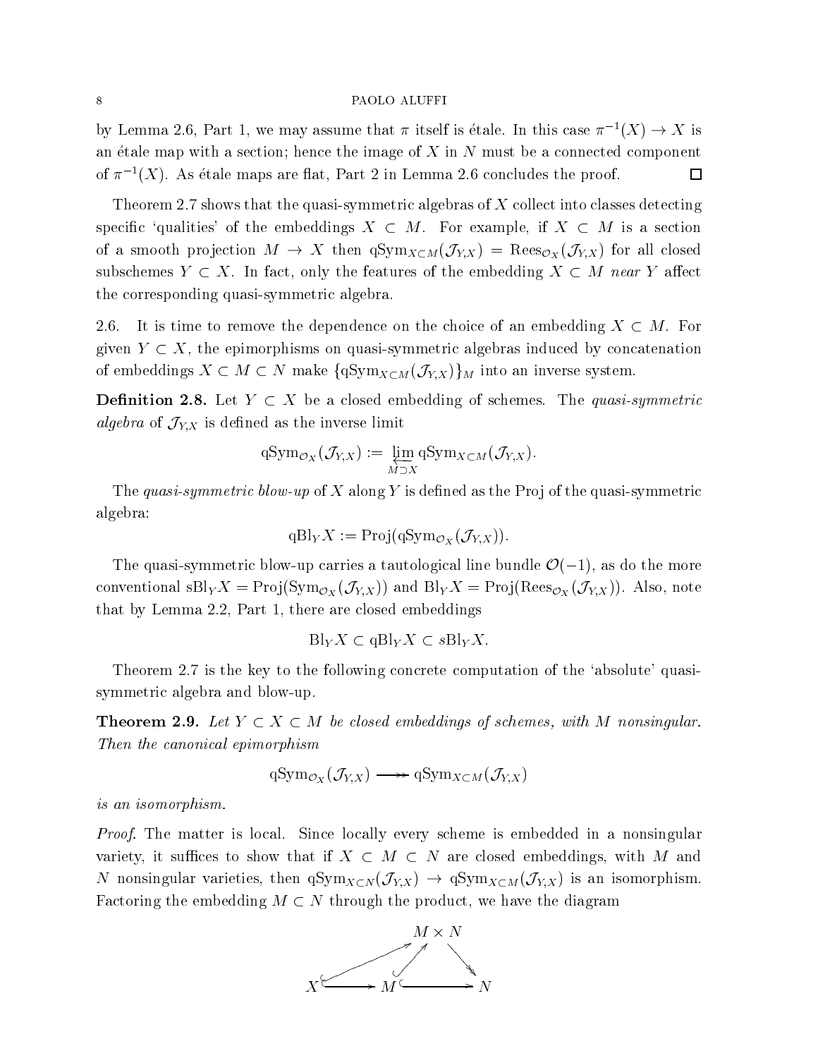by Lemma 2.6, Part 1, we may assume that $\pi$ itself is étale. In this case $\pi^{-1}(X) \to X$ is an étale map with a section; hence the image of $X$ in $N$ must be a connected component of $\pi^{-1}(X)$. As étale maps are flat, Part 2 in Lemma 2.6 concludes the proof. $\square$

Theorem 2.7 shows that the quasi-symmetric algebras of $X$ collect into classes detecting specific 'qualities' of the embeddings $X \subset M$. For example, if $X \subset M$ is a section of a smooth projection $M \to X$ then $\mathrm{qSym}_{X\subset M}(\mathcal{J}_{Y,X}) = \mathrm{Rees}_{\mathcal{O}_X}(\mathcal{J}_{Y,X})$ for all closed subschemes $Y \subset X$. In fact, only the features of the embedding $X \subset M$ *near* $Y$ affect the corresponding quasi-symmetric algebra.

2.6. It is time to remove the dependence on the choice of an embedding $X \subset M$. For given $Y \subset X$, the epimorphisms on quasi-symmetric algebras induced by concatenation of embeddings $X \subset M \subset N$ make $\{\mathrm{qSym}_{X\subset M}(\mathcal{J}_{Y,X})\}_M$ into an inverse system.

**Definition 2.8.** Let $Y \subset X$ be a closed embedding of schemes. The *quasi-symmetric algebra* of $\mathcal{J}_{Y,X}$ is defined as the inverse limit

$$\mathrm{qSym}_{\mathcal{O}_X}(\mathcal{J}_{Y,X}) := \varprojlim_{M\supset X} \mathrm{qSym}_{X\subset M}(\mathcal{J}_{Y,X}).$$

The *quasi-symmetric blow-up* of $X$ along $Y$ is defined as the Proj of the quasi-symmetric algebra:

$$\mathrm{qBl}_Y X := \mathrm{Proj}(\mathrm{qSym}_{\mathcal{O}_X}(\mathcal{J}_{Y,X})).$$

The quasi-symmetric blow-up carries a tautological line bundle $\mathcal{O}(-1)$, as do the more conventional $\mathrm{sBl}_Y X = \mathrm{Proj}(\mathrm{Sym}_{\mathcal{O}_X}(\mathcal{J}_{Y,X}))$ and $\mathrm{Bl}_Y X = \mathrm{Proj}(\mathrm{Rees}_{\mathcal{O}_X}(\mathcal{J}_{Y,X}))$. Also, note that by Lemma 2.2, Part 1, there are closed embeddings

$$\mathrm{Bl}_Y X \subset \mathrm{qBl}_Y X \subset s\mathrm{Bl}_Y X.$$

Theorem 2.7 is the key to the following concrete computation of the 'absolute' quasi-symmetric algebra and blow-up.

**Theorem 2.9.** *Let $Y \subset X \subset M$ be closed embeddings of schemes, with $M$ nonsingular. Then the canonical epimorphism*

$$\mathrm{qSym}_{\mathcal{O}_X}(\mathcal{J}_{Y,X}) \twoheadrightarrow \mathrm{qSym}_{X\subset M}(\mathcal{J}_{Y,X})$$

*is an isomorphism.*

*Proof.* The matter is local. Since locally every scheme is embedded in a nonsingular variety, it suffices to show that if $X \subset M \subset N$ are closed embeddings, with $M$ and $N$ nonsingular varieties, then $\mathrm{qSym}_{X\subset N}(\mathcal{J}_{Y,X}) \to \mathrm{qSym}_{X\subset M}(\mathcal{J}_{Y,X})$ is an isomorphism. Factoring the embedding $M \subset N$ through the product, we have the diagram

$$\begin{array}{ccccc} & & M \times N & & \\ & \nearrow & \uparrow & \searrow & \\ X & \hookrightarrow & M & \hookrightarrow & N \end{array}$$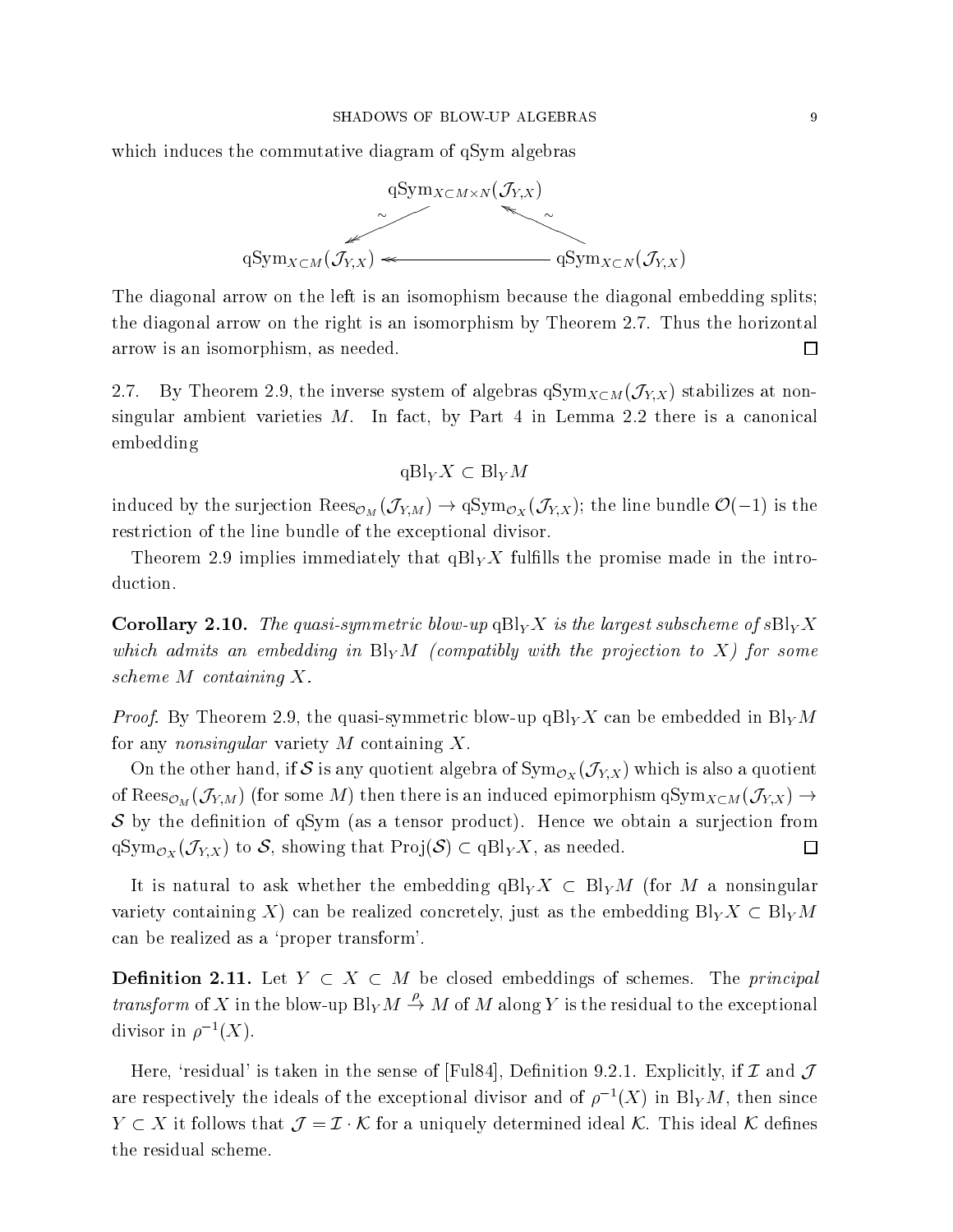which induces the commutative diagram of qSym algebras

$$
\begin{array}{ccc}
 & \mathrm{qSym}_{X\subset M\times N}(\mathcal{J}_{Y,X}) & \\
\overset{\sim}{\swarrow} & & \overset{\sim}{\nwarrow} \\
\mathrm{qSym}_{X\subset M}(\mathcal{J}_{Y,X}) & \twoheadleftarrow & \mathrm{qSym}_{X\subset N}(\mathcal{J}_{Y,X})
\end{array}
$$

The diagonal arrow on the left is an isomophism because the diagonal embedding splits; the diagonal arrow on the right is an isomorphism by Theorem 2.7. Thus the horizontal arrow is an isomorphism, as needed. □

2.7. By Theorem 2.9, the inverse system of algebras $\mathrm{qSym}_{X\subset M}(\mathcal{J}_{Y,X})$ stabilizes at nonsingular ambient varieties $M$. In fact, by Part 4 in Lemma 2.2 there is a canonical embedding

$$\mathrm{qBl}_Y X \subset \mathrm{Bl}_Y M$$

induced by the surjection $\mathrm{Rees}_{\mathcal{O}_M}(\mathcal{J}_{Y,M}) \to \mathrm{qSym}_{\mathcal{O}_X}(\mathcal{J}_{Y,X})$; the line bundle $\mathcal{O}(-1)$ is the restriction of the line bundle of the exceptional divisor.

Theorem 2.9 implies immediately that $\mathrm{qBl}_Y X$ fulfills the promise made in the introduction.

**Corollary 2.10.** *The quasi-symmetric blow-up* $\mathrm{qBl}_Y X$ *is the largest subscheme of* $s\mathrm{Bl}_Y X$ *which admits an embedding in* $\mathrm{Bl}_Y M$ *(compatibly with the projection to* $X$*) for some scheme* $M$ *containing* $X$*.*

*Proof.* By Theorem 2.9, the quasi-symmetric blow-up $\mathrm{qBl}_Y X$ can be embedded in $\mathrm{Bl}_Y M$ for any *nonsingular* variety $M$ containing $X$.

On the other hand, if $\mathcal{S}$ is any quotient algebra of $\mathrm{Sym}_{\mathcal{O}_X}(\mathcal{J}_{Y,X})$ which is also a quotient of $\mathrm{Rees}_{\mathcal{O}_M}(\mathcal{J}_{Y,M})$ (for some $M$) then there is an induced epimorphism $\mathrm{qSym}_{X\subset M}(\mathcal{J}_{Y,X}) \to \mathcal{S}$ by the definition of qSym (as a tensor product). Hence we obtain a surjection from $\mathrm{qSym}_{\mathcal{O}_X}(\mathcal{J}_{Y,X})$ to $\mathcal{S}$, showing that $\mathrm{Proj}(\mathcal{S}) \subset \mathrm{qBl}_Y X$, as needed. □

It is natural to ask whether the embedding $\mathrm{qBl}_Y X \subset \mathrm{Bl}_Y M$ (for $M$ a nonsingular variety containing $X$) can be realized concretely, just as the embedding $\mathrm{Bl}_Y X \subset \mathrm{Bl}_Y M$ can be realized as a 'proper transform'.

**Definition 2.11.** Let $Y \subset X \subset M$ be closed embeddings of schemes. The *principal transform* of $X$ in the blow-up $\mathrm{Bl}_Y M \overset{\rho}{\to} M$ of $M$ along $Y$ is the residual to the exceptional divisor in $\rho^{-1}(X)$.

Here, 'residual' is taken in the sense of [Ful84], Definition 9.2.1. Explicitly, if $\mathcal{I}$ and $\mathcal{J}$ are respectively the ideals of the exceptional divisor and of $\rho^{-1}(X)$ in $\mathrm{Bl}_Y M$, then since $Y \subset X$ it follows that $\mathcal{J} = \mathcal{I} \cdot \mathcal{K}$ for a uniquely determined ideal $\mathcal{K}$. This ideal $\mathcal{K}$ defines the residual scheme.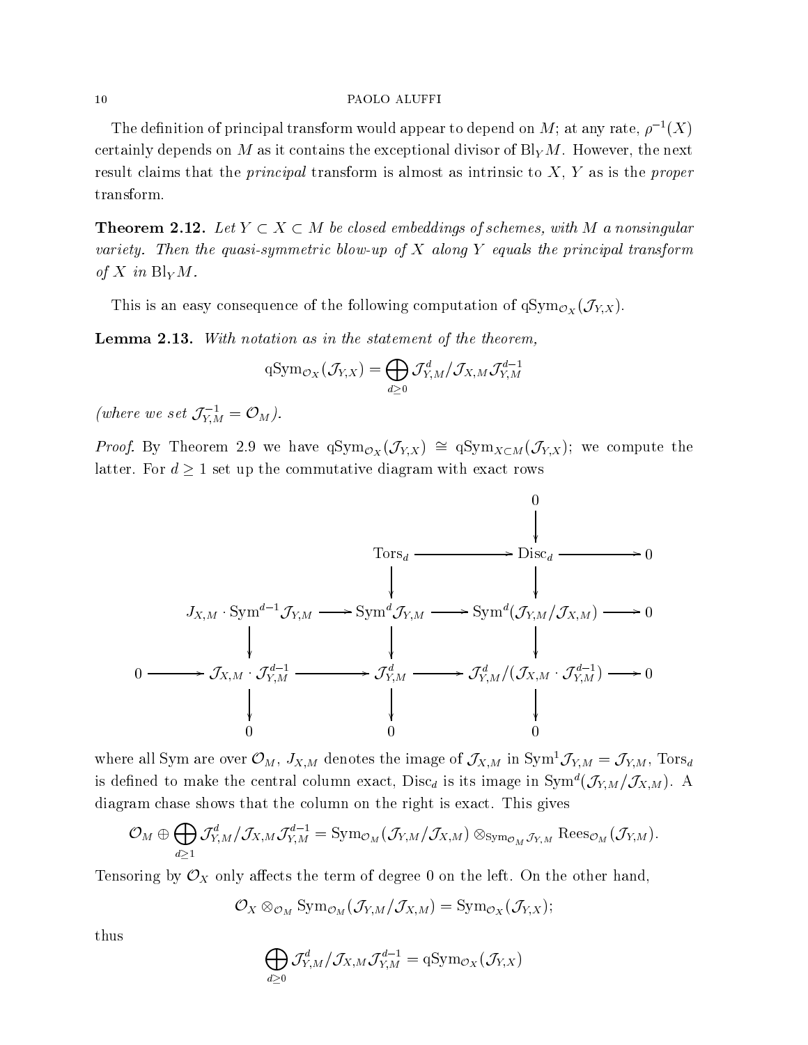The definition of principal transform would appear to depend on $M$; at any rate, $\rho^{-1}(X)$ certainly depends on $M$ as it contains the exceptional divisor of $\mathrm{Bl}_Y M$. However, the next result claims that the *principal* transform is almost as intrinsic to $X$, $Y$ as is the *proper* transform.

**Theorem 2.12.** *Let $Y \subset X \subset M$ be closed embeddings of schemes, with $M$ a nonsingular variety. Then the quasi-symmetric blow-up of $X$ along $Y$ equals the principal transform of $X$ in $\mathrm{Bl}_Y M$.*

This is an easy consequence of the following computation of $\mathrm{qSym}_{\mathcal{O}_X}(\mathcal{J}_{Y,X})$.

**Lemma 2.13.** *With notation as in the statement of the theorem,*

$$\mathrm{qSym}_{\mathcal{O}_X}(\mathcal{J}_{Y,X}) = \bigoplus_{d\geq 0} \mathcal{J}^d_{Y,M}/\mathcal{J}_{X,M}\mathcal{J}^{d-1}_{Y,M}$$

*(where we set $\mathcal{J}^{-1}_{Y,M} = \mathcal{O}_M$).*

*Proof.* By Theorem 2.9 we have $\mathrm{qSym}_{\mathcal{O}_X}(\mathcal{J}_{Y,X}) \cong \mathrm{qSym}_{X\subset M}(\mathcal{J}_{Y,X})$; we compute the latter. For $d \geq 1$ set up the commutative diagram with exact rows

$$\begin{array}{ccccccc}
 & & & & 0 & & \\
 & & & & \downarrow & & \\
 & & \mathrm{Tors}_d & \longrightarrow & \mathrm{Disc}_d & \longrightarrow & 0 \\
 & & \downarrow & & \downarrow & & \\
J_{X,M}\cdot \mathrm{Sym}^{d-1}\mathcal{J}_{Y,M} & \longrightarrow & \mathrm{Sym}^d \mathcal{J}_{Y,M} & \longrightarrow & \mathrm{Sym}^d(\mathcal{J}_{Y,M}/\mathcal{J}_{X,M}) & \longrightarrow & 0 \\
\downarrow & & \downarrow & & \downarrow & & \\
0 \longrightarrow \mathcal{J}_{X,M}\cdot \mathcal{J}^{d-1}_{Y,M} & \longrightarrow & \mathcal{J}^d_{Y,M} & \longrightarrow & \mathcal{J}^d_{Y,M}/(\mathcal{J}_{X,M}\cdot \mathcal{J}^{d-1}_{Y,M}) & \longrightarrow & 0 \\
\downarrow & & \downarrow & & \downarrow & & \\
0 & & 0 & & 0 & &
\end{array}$$

where all Sym are over $\mathcal{O}_M$, $J_{X,M}$ denotes the image of $\mathcal{J}_{X,M}$ in $\mathrm{Sym}^1\mathcal{J}_{Y,M} = \mathcal{J}_{Y,M}$, $\mathrm{Tors}_d$ is defined to make the central column exact, $\mathrm{Disc}_d$ is its image in $\mathrm{Sym}^d(\mathcal{J}_{Y,M}/\mathcal{J}_{X,M})$. A diagram chase shows that the column on the right is exact. This gives

$$\mathcal{O}_M \oplus \bigoplus_{d\geq 1} \mathcal{J}^d_{Y,M}/\mathcal{J}_{X,M}\mathcal{J}^{d-1}_{Y,M} = \mathrm{Sym}_{\mathcal{O}_M}(\mathcal{J}_{Y,M}/\mathcal{J}_{X,M}) \otimes_{\mathrm{Sym}_{\mathcal{O}_M}\mathcal{J}_{Y,M}} \mathrm{Rees}_{\mathcal{O}_M}(\mathcal{J}_{Y,M}).$$

Tensoring by $\mathcal{O}_X$ only affects the term of degree 0 on the left. On the other hand,

$$\mathcal{O}_X \otimes_{\mathcal{O}_M} \mathrm{Sym}_{\mathcal{O}_M}(\mathcal{J}_{Y,M}/\mathcal{J}_{X,M}) = \mathrm{Sym}_{\mathcal{O}_X}(\mathcal{J}_{Y,X});$$

thus

$$\bigoplus_{d\geq 0} \mathcal{J}^d_{Y,M}/\mathcal{J}_{X,M}\mathcal{J}^{d-1}_{Y,M} = \mathrm{qSym}_{\mathcal{O}_X}(\mathcal{J}_{Y,X})$$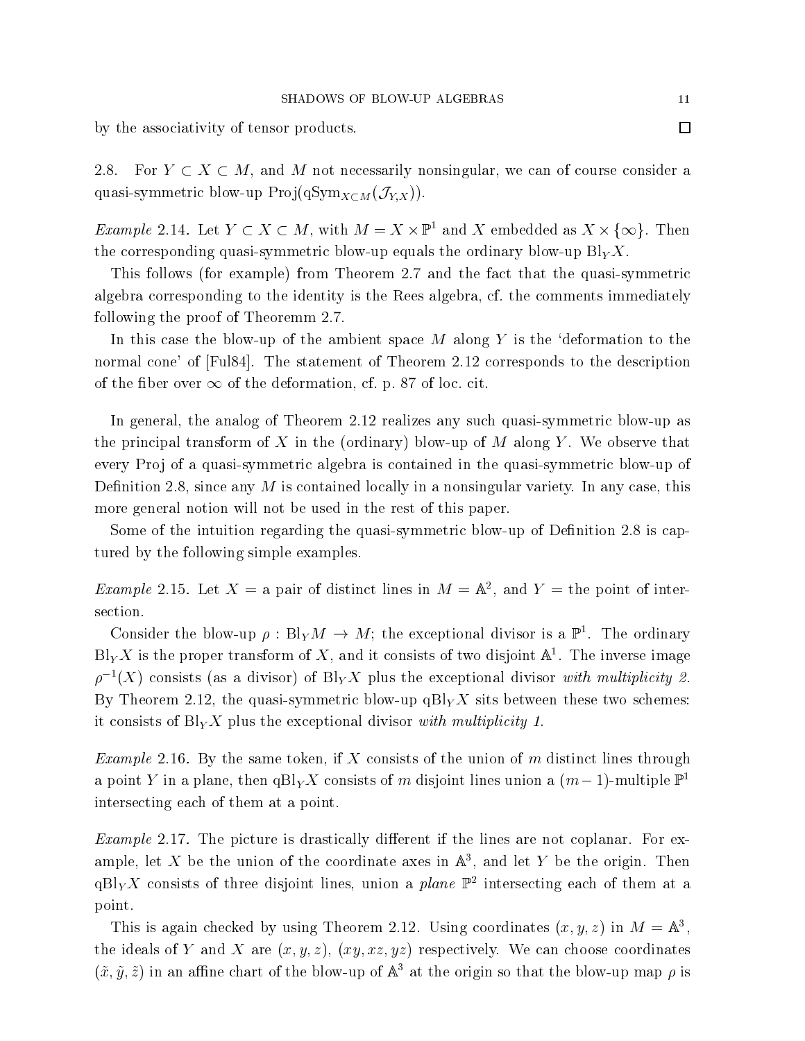by the associativity of tensor products. □

2.8. For $Y \subset X \subset M$, and $M$ not necessarily nonsingular, we can of course consider a quasi-symmetric blow-up $\mathrm{Proj}(\mathrm{qSym}_{X\subset M}(\mathcal{J}_{Y,X}))$.

*Example* 2.14. Let $Y \subset X \subset M$, with $M = X \times \mathbb{P}^1$ and $X$ embedded as $X \times \{\infty\}$. Then the corresponding quasi-symmetric blow-up equals the ordinary blow-up $\mathrm{Bl}_Y X$.

This follows (for example) from Theorem 2.7 and the fact that the quasi-symmetric algebra corresponding to the identity is the Rees algebra, cf. the comments immediately following the proof of Theoremm 2.7.

In this case the blow-up of the ambient space $M$ along $Y$ is the 'deformation to the normal cone' of [Ful84]. The statement of Theorem 2.12 corresponds to the description of the fiber over $\infty$ of the deformation, cf. p. 87 of loc. cit.

In general, the analog of Theorem 2.12 realizes any such quasi-symmetric blow-up as the principal transform of $X$ in the (ordinary) blow-up of $M$ along $Y$. We observe that every Proj of a quasi-symmetric algebra is contained in the quasi-symmetric blow-up of Definition 2.8, since any $M$ is contained locally in a nonsingular variety. In any case, this more general notion will not be used in the rest of this paper.

Some of the intuition regarding the quasi-symmetric blow-up of Definition 2.8 is captured by the following simple examples.

*Example* 2.15. Let $X$ = a pair of distinct lines in $M = \mathbb{A}^2$, and $Y$ = the point of intersection.

Consider the blow-up $\rho : \mathrm{Bl}_Y M \to M$; the exceptional divisor is a $\mathbb{P}^1$. The ordinary $\mathrm{Bl}_Y X$ is the proper transform of $X$, and it consists of two disjoint $\mathbb{A}^1$. The inverse image $\rho^{-1}(X)$ consists (as a divisor) of $\mathrm{Bl}_Y X$ plus the exceptional divisor *with multiplicity 2*. By Theorem 2.12, the quasi-symmetric blow-up $\mathrm{qBl}_Y X$ sits between these two schemes: it consists of $\mathrm{Bl}_Y X$ plus the exceptional divisor *with multiplicity 1*.

*Example* 2.16. By the same token, if $X$ consists of the union of $m$ distinct lines through a point $Y$ in a plane, then $\mathrm{qBl}_Y X$ consists of $m$ disjoint lines union a $(m-1)$-multiple $\mathbb{P}^1$ intersecting each of them at a point.

*Example* 2.17. The picture is drastically different if the lines are not coplanar. For example, let $X$ be the union of the coordinate axes in $\mathbb{A}^3$, and let $Y$ be the origin. Then $\mathrm{qBl}_Y X$ consists of three disjoint lines, union a *plane* $\mathbb{P}^2$ intersecting each of them at a point.

This is again checked by using Theorem 2.12. Using coordinates $(x, y, z)$ in $M = \mathbb{A}^3$, the ideals of $Y$ and $X$ are $(x, y, z)$, $(xy, xz, yz)$ respectively. We can choose coordinates $(\tilde{x}, \tilde{y}, \tilde{z})$ in an affine chart of the blow-up of $\mathbb{A}^3$ at the origin so that the blow-up map $\rho$ is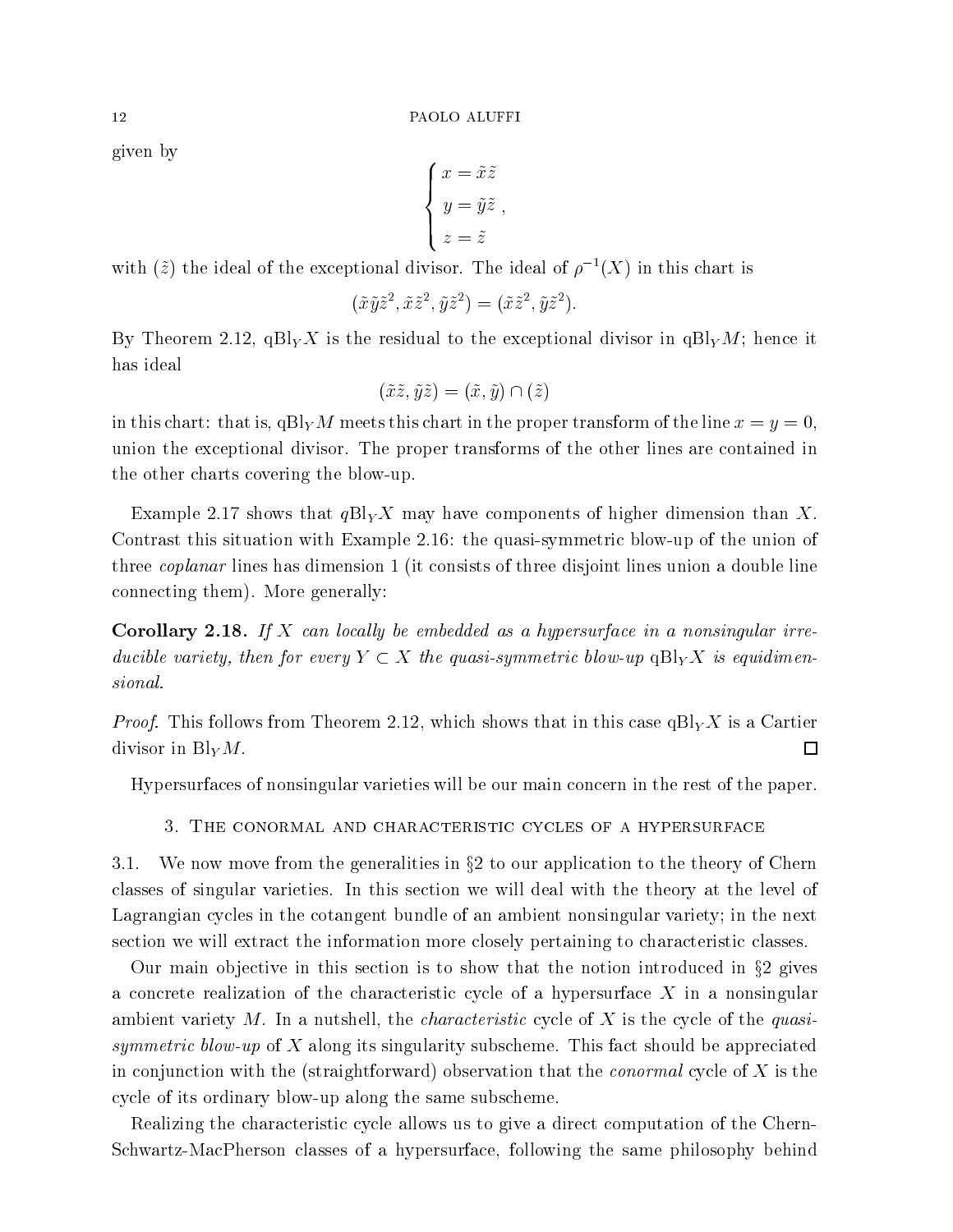given by

$$\begin{cases} x = \tilde{x}\tilde{z} \\ y = \tilde{y}\tilde{z} \ , \\ z = \tilde{z} \end{cases}$$

with $(\tilde{z})$ the ideal of the exceptional divisor. The ideal of $\rho^{-1}(X)$ in this chart is

$$(\tilde{x}\tilde{y}\tilde{z}^2, \tilde{x}\tilde{z}^2, \tilde{y}\tilde{z}^2) = (\tilde{x}\tilde{z}^2, \tilde{y}\tilde{z}^2).$$

By Theorem 2.12, $\mathrm{qBl}_Y X$ is the residual to the exceptional divisor in $\mathrm{qBl}_Y M$; hence it has ideal

$$(\tilde{x}\tilde{z}, \tilde{y}\tilde{z}) = (\tilde{x}, \tilde{y}) \cap (\tilde{z})$$

in this chart: that is, $\mathrm{qBl}_Y M$ meets this chart in the proper transform of the line $x = y = 0$, union the exceptional divisor. The proper transforms of the other lines are contained in the other charts covering the blow-up.

Example 2.17 shows that $q\mathrm{Bl}_Y X$ may have components of higher dimension than $X$. Contrast this situation with Example 2.16: the quasi-symmetric blow-up of the union of three *coplanar* lines has dimension 1 (it consists of three disjoint lines union a double line connecting them). More generally:

**Corollary 2.18.** *If $X$ can locally be embedded as a hypersurface in a nonsingular irreducible variety, then for every $Y \subset X$ the quasi-symmetric blow-up $\mathrm{qBl}_Y X$ is equidimensional.*

*Proof.* This follows from Theorem 2.12, which shows that in this case $\mathrm{qBl}_Y X$ is a Cartier divisor in $\mathrm{Bl}_Y M$. □

Hypersurfaces of nonsingular varieties will be our main concern in the rest of the paper.

## 3. The conormal and characteristic cycles of a hypersurface

3.1. We now move from the generalities in §2 to our application to the theory of Chern classes of singular varieties. In this section we will deal with the theory at the level of Lagrangian cycles in the cotangent bundle of an ambient nonsingular variety; in the next section we will extract the information more closely pertaining to characteristic classes.

Our main objective in this section is to show that the notion introduced in §2 gives a concrete realization of the characteristic cycle of a hypersurface $X$ in a nonsingular ambient variety $M$. In a nutshell, the *characteristic* cycle of $X$ is the cycle of the *quasi-symmetric blow-up* of $X$ along its singularity subscheme. This fact should be appreciated in conjunction with the (straightforward) observation that the *conormal* cycle of $X$ is the cycle of its ordinary blow-up along the same subscheme.

Realizing the characteristic cycle allows us to give a direct computation of the Chern-Schwartz-MacPherson classes of a hypersurface, following the same philosophy behind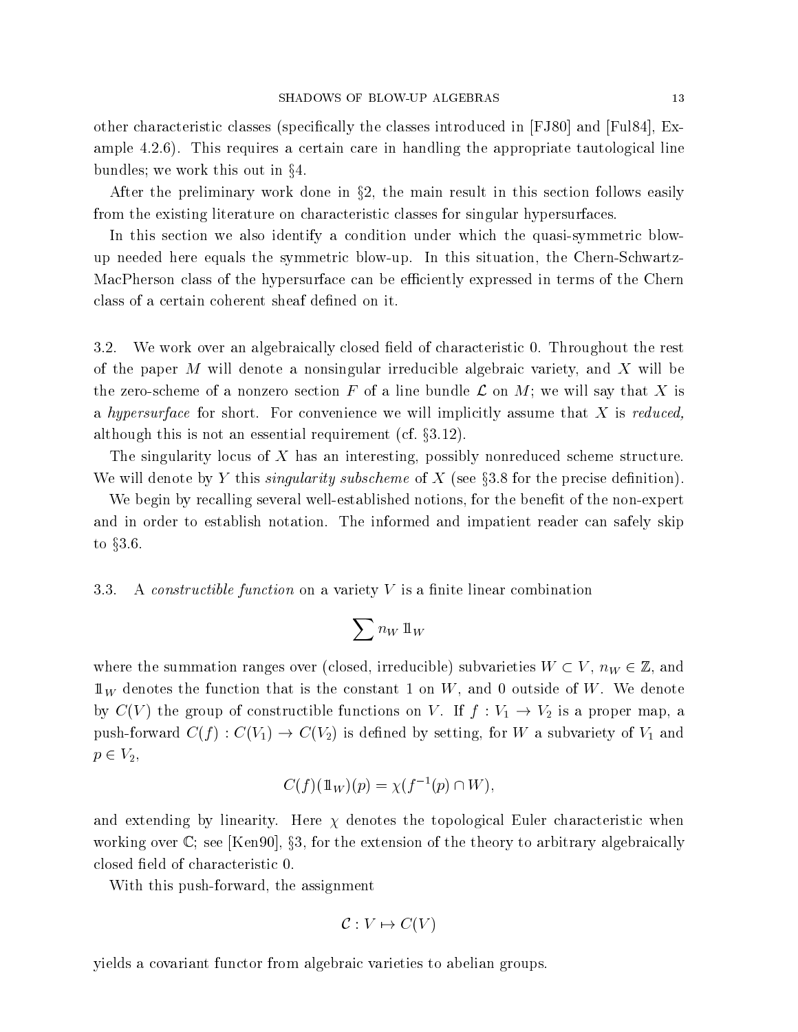other characteristic classes (specifically the classes introduced in [FJ80] and [Ful84], Example 4.2.6). This requires a certain care in handling the appropriate tautological line bundles; we work this out in §4.

After the preliminary work done in §2, the main result in this section follows easily from the existing literature on characteristic classes for singular hypersurfaces.

In this section we also identify a condition under which the quasi-symmetric blow-up needed here equals the symmetric blow-up. In this situation, the Chern-Schwartz-MacPherson class of the hypersurface can be efficiently expressed in terms of the Chern class of a certain coherent sheaf defined on it.

3.2. We work over an algebraically closed field of characteristic 0. Throughout the rest of the paper $M$ will denote a nonsingular irreducible algebraic variety, and $X$ will be the zero-scheme of a nonzero section $F$ of a line bundle $\mathcal{L}$ on $M$; we will say that $X$ is a *hypersurface* for short. For convenience we will implicitly assume that $X$ is *reduced,* although this is not an essential requirement (cf. §3.12).

The singularity locus of $X$ has an interesting, possibly nonreduced scheme structure. We will denote by $Y$ this *singularity subscheme* of $X$ (see §3.8 for the precise definition).

We begin by recalling several well-established notions, for the benefit of the non-expert and in order to establish notation. The informed and impatient reader can safely skip to §3.6.

3.3. A *constructible function* on a variety $V$ is a finite linear combination

$$\sum n_W \, 1\!\!1_W$$

where the summation ranges over (closed, irreducible) subvarieties $W \subset V$, $n_W \in \mathbb{Z}$, and $1\!\!1_W$ denotes the function that is the constant 1 on $W$, and 0 outside of $W$. We denote by $C(V)$ the group of constructible functions on $V$. If $f : V_1 \to V_2$ is a proper map, a push-forward $C(f) : C(V_1) \to C(V_2)$ is defined by setting, for $W$ a subvariety of $V_1$ and $p \in V_2$,

$$C(f)(1\!\!1_W)(p) = \chi(f^{-1}(p) \cap W),$$

and extending by linearity. Here $\chi$ denotes the topological Euler characteristic when working over $\mathbb{C}$; see [Ken90], §3, for the extension of the theory to arbitrary algebraically closed field of characteristic 0.

With this push-forward, the assignment

$$\mathcal{C} : V \mapsto C(V)$$

yields a covariant functor from algebraic varieties to abelian groups.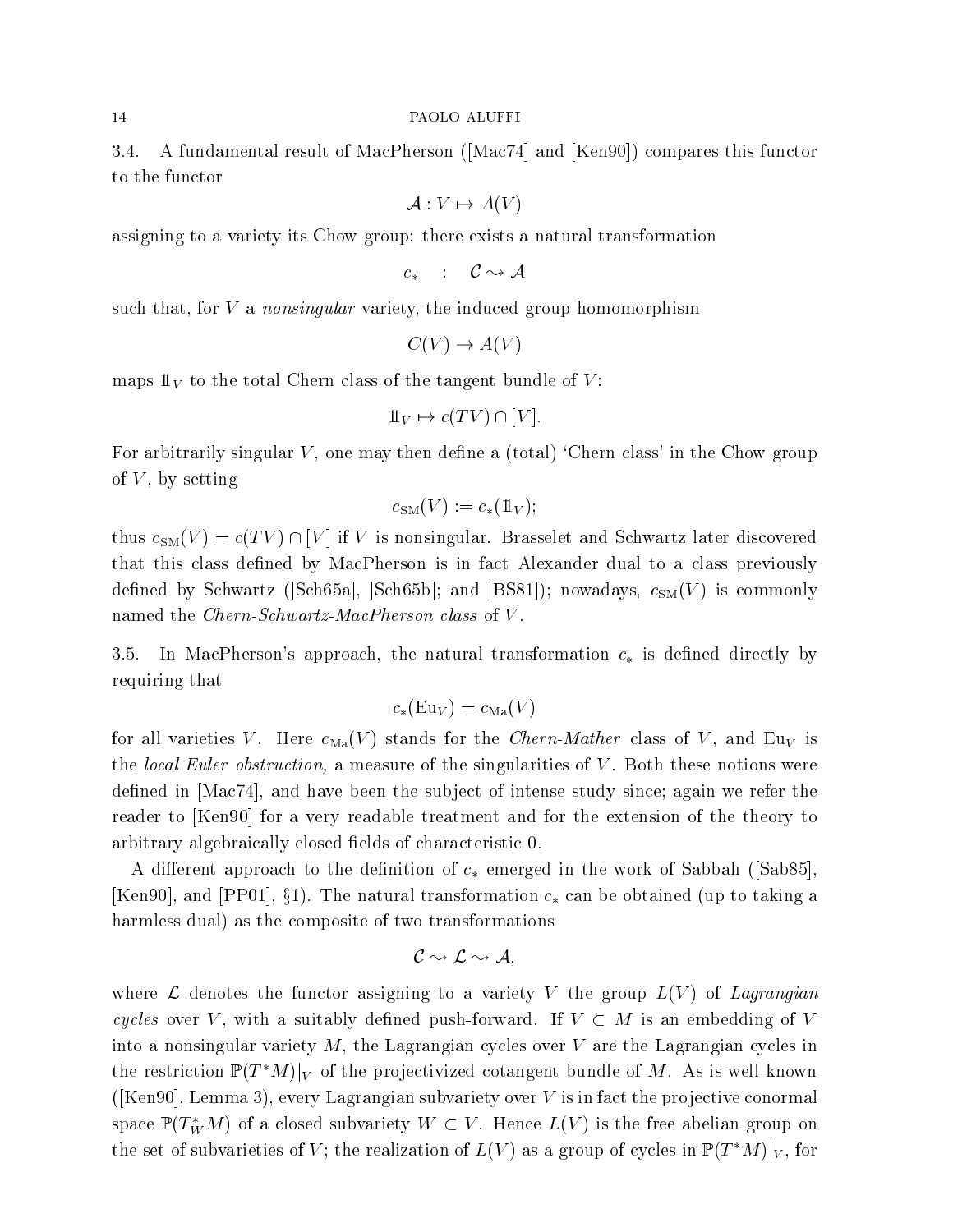3.4. A fundamental result of MacPherson ([Mac74] and [Ken90]) compares this functor to the functor

$$\mathcal{A} : V \mapsto A(V)$$

assigning to a variety its Chow group: there exists a natural transformation

$$c_* \quad : \quad \mathcal{C} \rightsquigarrow \mathcal{A}$$

such that, for $V$ a *nonsingular* variety, the induced group homomorphism

$$C(V) \to A(V)$$

maps $1\!\!1_V$ to the total Chern class of the tangent bundle of $V$:

$$1\!\!1_V \mapsto c(TV) \cap [V].$$

For arbitrarily singular $V$, one may then define a (total) 'Chern class' in the Chow group of $V$, by setting

$$c_{\mathrm{SM}}(V) := c_*(1\!\!1_V);$$

thus $c_{\mathrm{SM}}(V) = c(TV) \cap [V]$ if $V$ is nonsingular. Brasselet and Schwartz later discovered that this class defined by MacPherson is in fact Alexander dual to a class previously defined by Schwartz ([Sch65a], [Sch65b]; and [BS81]); nowadays, $c_{\mathrm{SM}}(V)$ is commonly named the *Chern-Schwartz-MacPherson class* of $V$.

3.5. In MacPherson's approach, the natural transformation $c_*$ is defined directly by requiring that

$$c_*(\mathrm{Eu}_V) = c_{\mathrm{Ma}}(V)$$

for all varieties $V$. Here $c_{\mathrm{Ma}}(V)$ stands for the *Chern-Mather* class of $V$, and $\mathrm{Eu}_V$ is the *local Euler obstruction,* a measure of the singularities of $V$. Both these notions were defined in [Mac74], and have been the subject of intense study since; again we refer the reader to [Ken90] for a very readable treatment and for the extension of the theory to arbitrary algebraically closed fields of characteristic 0.

A different approach to the definition of $c_*$ emerged in the work of Sabbah ([Sab85], [Ken90], and [PP01], §1). The natural transformation $c_*$ can be obtained (up to taking a harmless dual) as the composite of two transformations

$$\mathcal{C} \rightsquigarrow \mathcal{L} \rightsquigarrow \mathcal{A},$$

where $\mathcal{L}$ denotes the functor assigning to a variety $V$ the group $L(V)$ of *Lagrangian cycles* over $V$, with a suitably defined push-forward. If $V \subset M$ is an embedding of $V$ into a nonsingular variety $M$, the Lagrangian cycles over $V$ are the Lagrangian cycles in the restriction $\mathbb{P}(T^*M)|_V$ of the projectivized cotangent bundle of $M$. As is well known ([Ken90], Lemma 3), every Lagrangian subvariety over $V$ is in fact the projective conormal space $\mathbb{P}(T^*_W M)$ of a closed subvariety $W \subset V$. Hence $L(V)$ is the free abelian group on the set of subvarieties of $V$; the realization of $L(V)$ as a group of cycles in $\mathbb{P}(T^*M)|_V$, for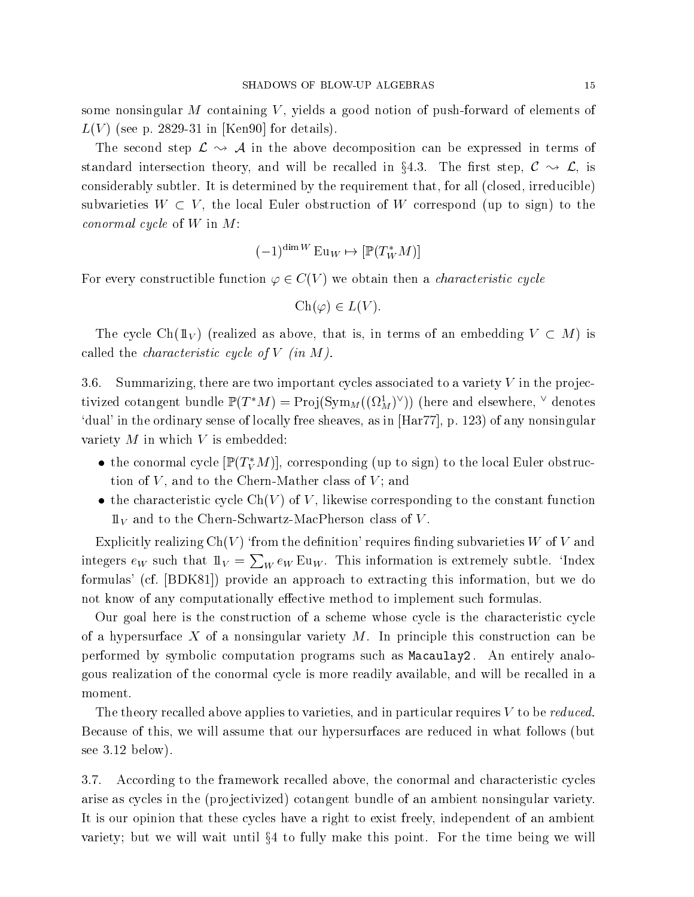some nonsingular $M$ containing $V$, yields a good notion of push-forward of elements of $L(V)$ (see p. 2829-31 in [Ken90] for details).

The second step $\mathcal{L} \rightsquigarrow \mathcal{A}$ in the above decomposition can be expressed in terms of standard intersection theory, and will be recalled in §4.3. The first step, $\mathcal{C} \rightsquigarrow \mathcal{L}$, is considerably subtler. It is determined by the requirement that, for all (closed, irreducible) subvarieties $W \subset V$, the local Euler obstruction of $W$ correspond (up to sign) to the *conormal cycle* of $W$ in $M$:

$$(-1)^{\dim W} \operatorname{Eu}_W \mapsto [\mathbb{P}(T^*_W M)]$$

For every constructible function $\varphi \in C(V)$ we obtain then a *characteristic cycle*

$$\operatorname{Ch}(\varphi) \in L(V).$$

The cycle $\operatorname{Ch}(1\!\!1_V)$ (realized as above, that is, in terms of an embedding $V \subset M$) is called the *characteristic cycle of $V$ (in $M$)*.

3.6. Summarizing, there are two important cycles associated to a variety $V$ in the projectivized cotangent bundle $\mathbb{P}(T^*M) = \operatorname{Proj}(\operatorname{Sym}_M((\Omega^1_M)^\vee))$ (here and elsewhere, $^\vee$ denotes 'dual' in the ordinary sense of locally free sheaves, as in [Har77], p. 123) of any nonsingular variety $M$ in which $V$ is embedded:

- the conormal cycle $[\mathbb{P}(T^*_V M)]$, corresponding (up to sign) to the local Euler obstruction of $V$, and to the Chern-Mather class of $V$; and
- the characteristic cycle $\operatorname{Ch}(V)$ of $V$, likewise corresponding to the constant function $1\!\!1_V$ and to the Chern-Schwartz-MacPherson class of $V$.

Explicitly realizing $\operatorname{Ch}(V)$ 'from the definition' requires finding subvarieties $W$ of $V$ and integers $e_W$ such that $1\!\!1_V = \sum_W e_W \operatorname{Eu}_W$. This information is extremely subtle. 'Index formulas' (cf. [BDK81]) provide an approach to extracting this information, but we do not know of any computationally effective method to implement such formulas.

Our goal here is the construction of a scheme whose cycle is the characteristic cycle of a hypersurface $X$ of a nonsingular variety $M$. In principle this construction can be performed by symbolic computation programs such as `Macaulay2`. An entirely analogous realization of the conormal cycle is more readily available, and will be recalled in a moment.

The theory recalled above applies to varieties, and in particular requires $V$ to be *reduced*. Because of this, we will assume that our hypersurfaces are reduced in what follows (but see 3.12 below).

3.7. According to the framework recalled above, the conormal and characteristic cycles arise as cycles in the (projectivized) cotangent bundle of an ambient nonsingular variety. It is our opinion that these cycles have a right to exist freely, independent of an ambient variety; but we will wait until §4 to fully make this point. For the time being we will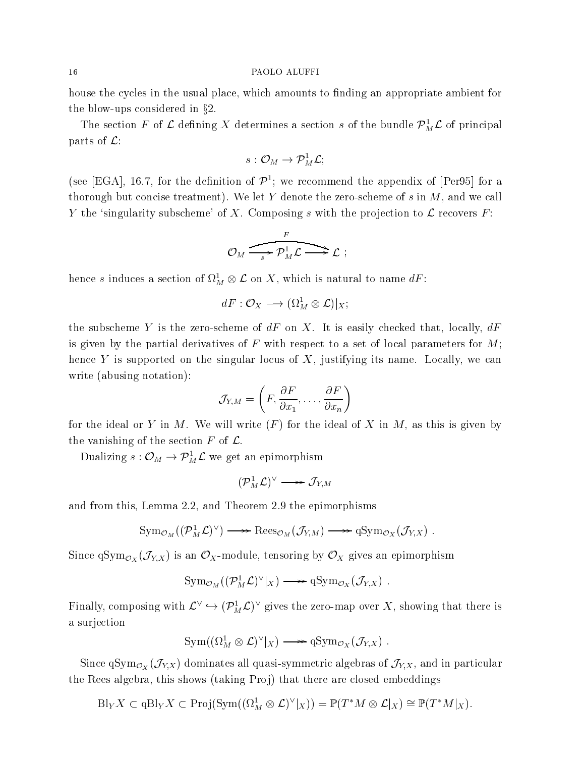house the cycles in the usual place, which amounts to finding an appropriate ambient for the blow-ups considered in §2.

The section $F$ of $\mathcal{L}$ defining $X$ determines a section $s$ of the bundle $\mathcal{P}^1_M\mathcal{L}$ of principal parts of $\mathcal{L}$:

$$s : \mathcal{O}_M \to \mathcal{P}^1_M\mathcal{L};$$

(see [EGA], 16.7, for the definition of $\mathcal{P}^1$; we recommend the appendix of [Per95] for a thorough but concise treatment). We let $Y$ denote the zero-scheme of $s$ in $M$, and we call $Y$ the 'singularity subscheme' of $X$. Composing $s$ with the projection to $\mathcal{L}$ recovers $F$:

$$\mathcal{O}_M \xrightarrow{s} \mathcal{P}^1_M\mathcal{L} \longrightarrow \mathcal{L} \ ; \quad (\text{composite } F)$$

hence $s$ induces a section of $\Omega^1_M \otimes \mathcal{L}$ on $X$, which is natural to name $dF$:

$$dF : \mathcal{O}_X \longrightarrow (\Omega^1_M \otimes \mathcal{L})|_X;$$

the subscheme $Y$ is the zero-scheme of $dF$ on $X$. It is easily checked that, locally, $dF$ is given by the partial derivatives of $F$ with respect to a set of local parameters for $M$; hence $Y$ is supported on the singular locus of $X$, justifying its name. Locally, we can write (abusing notation):

$$\mathcal{J}_{Y,M} = \left(F, \frac{\partial F}{\partial x_1}, \dots, \frac{\partial F}{\partial x_n}\right)$$

for the ideal or $Y$ in $M$. We will write $(F)$ for the ideal of $X$ in $M$, as this is given by the vanishing of the section $F$ of $\mathcal{L}$.

Dualizing $s : \mathcal{O}_M \to \mathcal{P}^1_M\mathcal{L}$ we get an epimorphism

$$(\mathcal{P}^1_M\mathcal{L})^\vee \twoheadrightarrow \mathcal{J}_{Y,M}$$

and from this, Lemma 2.2, and Theorem 2.9 the epimorphisms

$$\mathrm{Sym}_{\mathcal{O}_M}((\mathcal{P}^1_M\mathcal{L})^\vee) \twoheadrightarrow \mathrm{Rees}_{\mathcal{O}_M}(\mathcal{J}_{Y,M}) \twoheadrightarrow \mathrm{qSym}_{\mathcal{O}_X}(\mathcal{J}_{Y,X}) \ .$$

Since $\mathrm{qSym}_{\mathcal{O}_X}(\mathcal{J}_{Y,X})$ is an $\mathcal{O}_X$-module, tensoring by $\mathcal{O}_X$ gives an epimorphism

$$\mathrm{Sym}_{\mathcal{O}_M}((\mathcal{P}^1_M\mathcal{L})^\vee|_X) \twoheadrightarrow \mathrm{qSym}_{\mathcal{O}_X}(\mathcal{J}_{Y,X}) \ .$$

Finally, composing with $\mathcal{L}^\vee \hookrightarrow (\mathcal{P}^1_M\mathcal{L})^\vee$ gives the zero-map over $X$, showing that there is a surjection

$$\mathrm{Sym}((\Omega^1_M \otimes \mathcal{L})^\vee|_X) \twoheadrightarrow \mathrm{qSym}_{\mathcal{O}_X}(\mathcal{J}_{Y,X}) \ .$$

Since $\mathrm{qSym}_{\mathcal{O}_X}(\mathcal{J}_{Y,X})$ dominates all quasi-symmetric algebras of $\mathcal{J}_{Y,X}$, and in particular the Rees algebra, this shows (taking Proj) that there are closed embeddings

$$\mathrm{Bl}_Y X \subset \mathrm{qBl}_Y X \subset \mathrm{Proj}(\mathrm{Sym}((\Omega^1_M \otimes \mathcal{L})^\vee|_X)) = \mathbb{P}(T^*M \otimes \mathcal{L}|_X) \cong \mathbb{P}(T^*M|_X).$$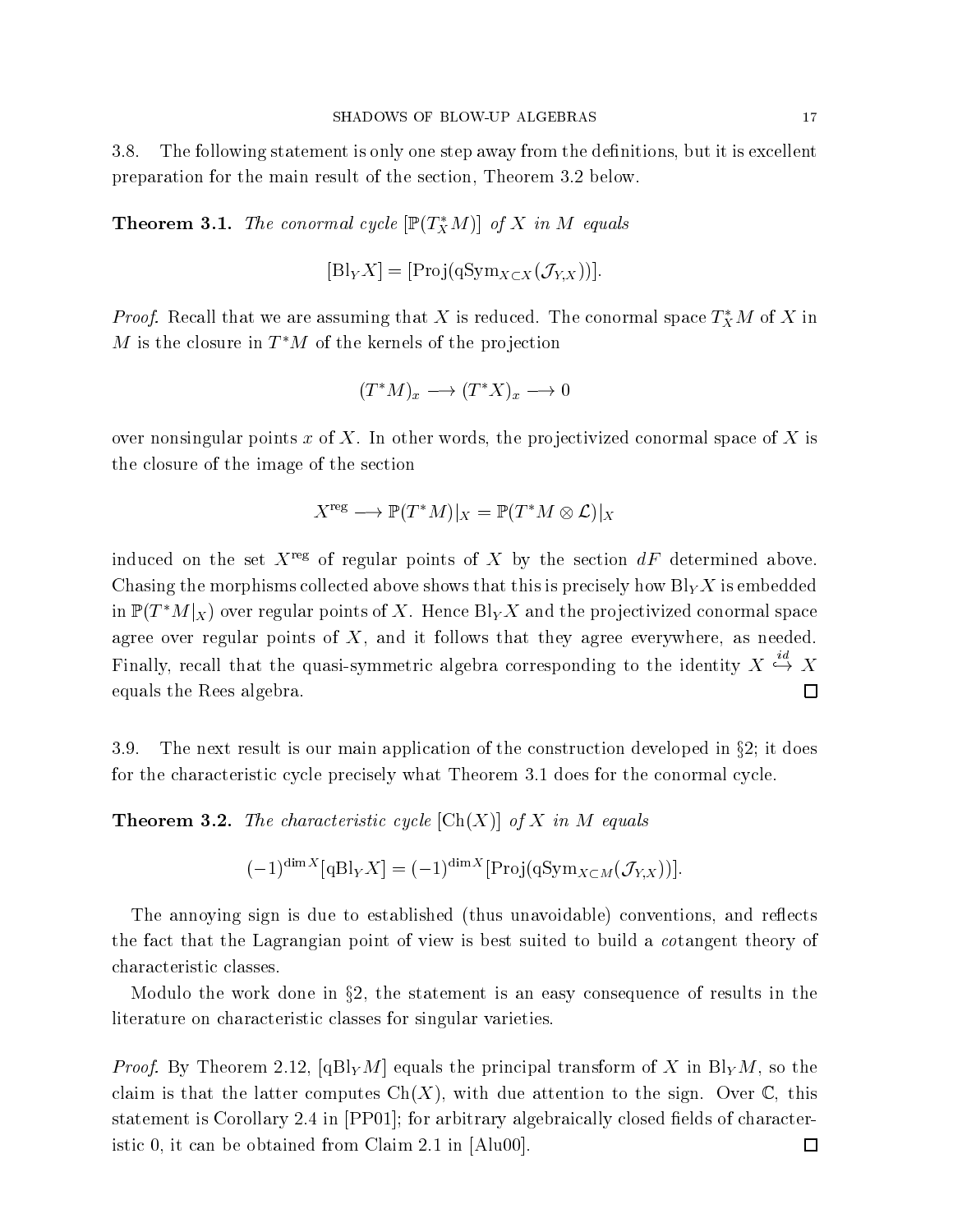3.8. The following statement is only one step away from the definitions, but it is excellent preparation for the main result of the section, Theorem 3.2 below.

**Theorem 3.1.** *The conormal cycle* $[\mathbb{P}(T^*_X M)]$ *of* $X$ *in* $M$ *equals*

$$[\mathrm{Bl}_Y X] = [\mathrm{Proj}(\mathrm{qSym}_{X\subset X}(\mathcal{J}_{Y,X}))].$$

*Proof.* Recall that we are assuming that $X$ is reduced. The conormal space $T^*_X M$ of $X$ in $M$ is the closure in $T^*M$ of the kernels of the projection

$$(T^*M)_x \longrightarrow (T^*X)_x \longrightarrow 0$$

over nonsingular points $x$ of $X$. In other words, the projectivized conormal space of $X$ is the closure of the image of the section

$$X^{\mathrm{reg}} \longrightarrow \mathbb{P}(T^*M)|_X = \mathbb{P}(T^*M \otimes \mathcal{L})|_X$$

induced on the set $X^{\mathrm{reg}}$ of regular points of $X$ by the section $dF$ determined above. Chasing the morphisms collected above shows that this is precisely how $\mathrm{Bl}_Y X$ is embedded in $\mathbb{P}(T^*M|_X)$ over regular points of $X$. Hence $\mathrm{Bl}_Y X$ and the projectivized conormal space agree over regular points of $X$, and it follows that they agree everywhere, as needed. Finally, recall that the quasi-symmetric algebra corresponding to the identity $X \overset{id}{\hookrightarrow} X$ equals the Rees algebra. □

3.9. The next result is our main application of the construction developed in §2; it does for the characteristic cycle precisely what Theorem 3.1 does for the conormal cycle.

**Theorem 3.2.** *The characteristic cycle* $[\mathrm{Ch}(X)]$ *of* $X$ *in* $M$ *equals*

$$(-1)^{\dim X}[\mathrm{qBl}_Y X] = (-1)^{\dim X}[\mathrm{Proj}(\mathrm{qSym}_{X\subset M}(\mathcal{J}_{Y,X}))].$$

The annoying sign is due to established (thus unavoidable) conventions, and reflects the fact that the Lagrangian point of view is best suited to build a *co*tangent theory of characteristic classes.

Modulo the work done in §2, the statement is an easy consequence of results in the literature on characteristic classes for singular varieties.

*Proof.* By Theorem 2.12, $[\mathrm{qBl}_Y M]$ equals the principal transform of $X$ in $\mathrm{Bl}_Y M$, so the claim is that the latter computes $\mathrm{Ch}(X)$, with due attention to the sign. Over $\mathbb{C}$, this statement is Corollary 2.4 in [PP01]; for arbitrary algebraically closed fields of characteristic 0, it can be obtained from Claim 2.1 in [Alu00]. □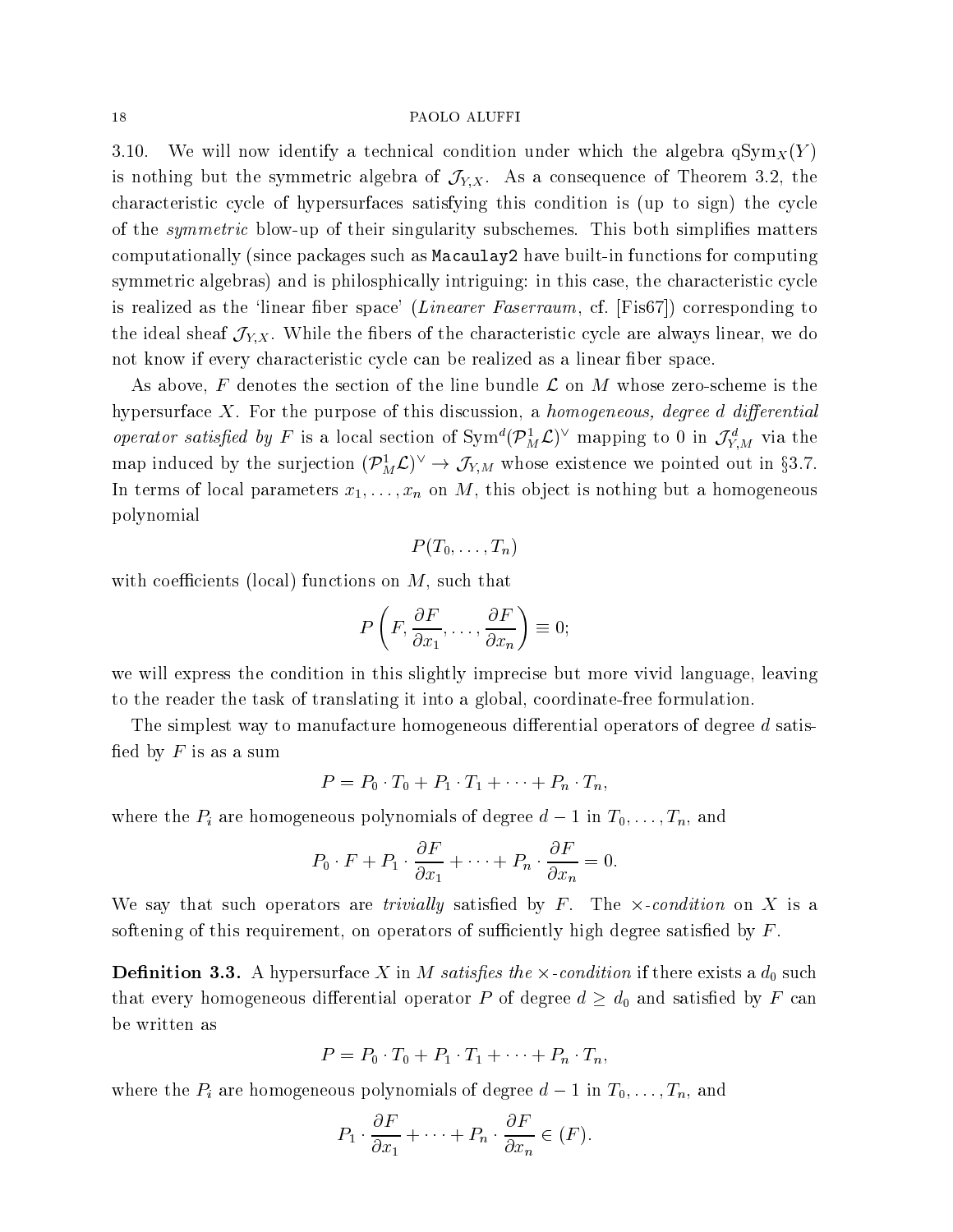3.10. We will now identify a technical condition under which the algebra $\text{qSym}_X(Y)$ is nothing but the symmetric algebra of $\mathcal{J}_{Y,X}$. As a consequence of Theorem 3.2, the characteristic cycle of hypersurfaces satisfying this condition is (up to sign) the cycle of the *symmetric* blow-up of their singularity subschemes. This both simplifies matters computationally (since packages such as `Macaulay2` have built-in functions for computing symmetric algebras) and is philosphically intriguing: in this case, the characteristic cycle is realized as the 'linear fiber space' (*Linearer Faserraum*, cf. [Fis67]) corresponding to the ideal sheaf $\mathcal{J}_{Y,X}$. While the fibers of the characteristic cycle are always linear, we do not know if every characteristic cycle can be realized as a linear fiber space.

As above, $F$ denotes the section of the line bundle $\mathcal{L}$ on $M$ whose zero-scheme is the hypersurface $X$. For the purpose of this discussion, a *homogeneous, degree $d$ differential operator satisfied by $F$* is a local section of $\text{Sym}^d(\mathcal{P}^1_M\mathcal{L})^\vee$ mapping to 0 in $\mathcal{J}^d_{Y,M}$ via the map induced by the surjection $(\mathcal{P}^1_M\mathcal{L})^\vee \to \mathcal{J}_{Y,M}$ whose existence we pointed out in §3.7. In terms of local parameters $x_1, \dots, x_n$ on $M$, this object is nothing but a homogeneous polynomial

$$P(T_0, \dots, T_n)$$

with coefficients (local) functions on $M$, such that

$$P\left(F, \frac{\partial F}{\partial x_1}, \dots, \frac{\partial F}{\partial x_n}\right) \equiv 0;$$

we will express the condition in this slightly imprecise but more vivid language, leaving to the reader the task of translating it into a global, coordinate-free formulation.

The simplest way to manufacture homogeneous differential operators of degree $d$ satisfied by $F$ is as a sum

$$P = P_0 \cdot T_0 + P_1 \cdot T_1 + \cdots + P_n \cdot T_n,$$

where the $P_i$ are homogeneous polynomials of degree $d-1$ in $T_0, \dots, T_n$, and

$$P_0 \cdot F + P_1 \cdot \frac{\partial F}{\partial x_1} + \cdots + P_n \cdot \frac{\partial F}{\partial x_n} = 0.$$

We say that such operators are *trivially* satisfied by $F$. The $\times$*-condition* on $X$ is a softening of this requirement, on operators of sufficiently high degree satisfied by $F$.

**Definition 3.3.** A hypersurface $X$ in $M$ *satisfies the $\times$-condition* if there exists a $d_0$ such that every homogeneous differential operator $P$ of degree $d \geq d_0$ and satisfied by $F$ can be written as

$$P = P_0 \cdot T_0 + P_1 \cdot T_1 + \cdots + P_n \cdot T_n,$$

where the $P_i$ are homogeneous polynomials of degree $d-1$ in $T_0, \dots, T_n$, and

$$P_1 \cdot \frac{\partial F}{\partial x_1} + \cdots + P_n \cdot \frac{\partial F}{\partial x_n} \in (F).$$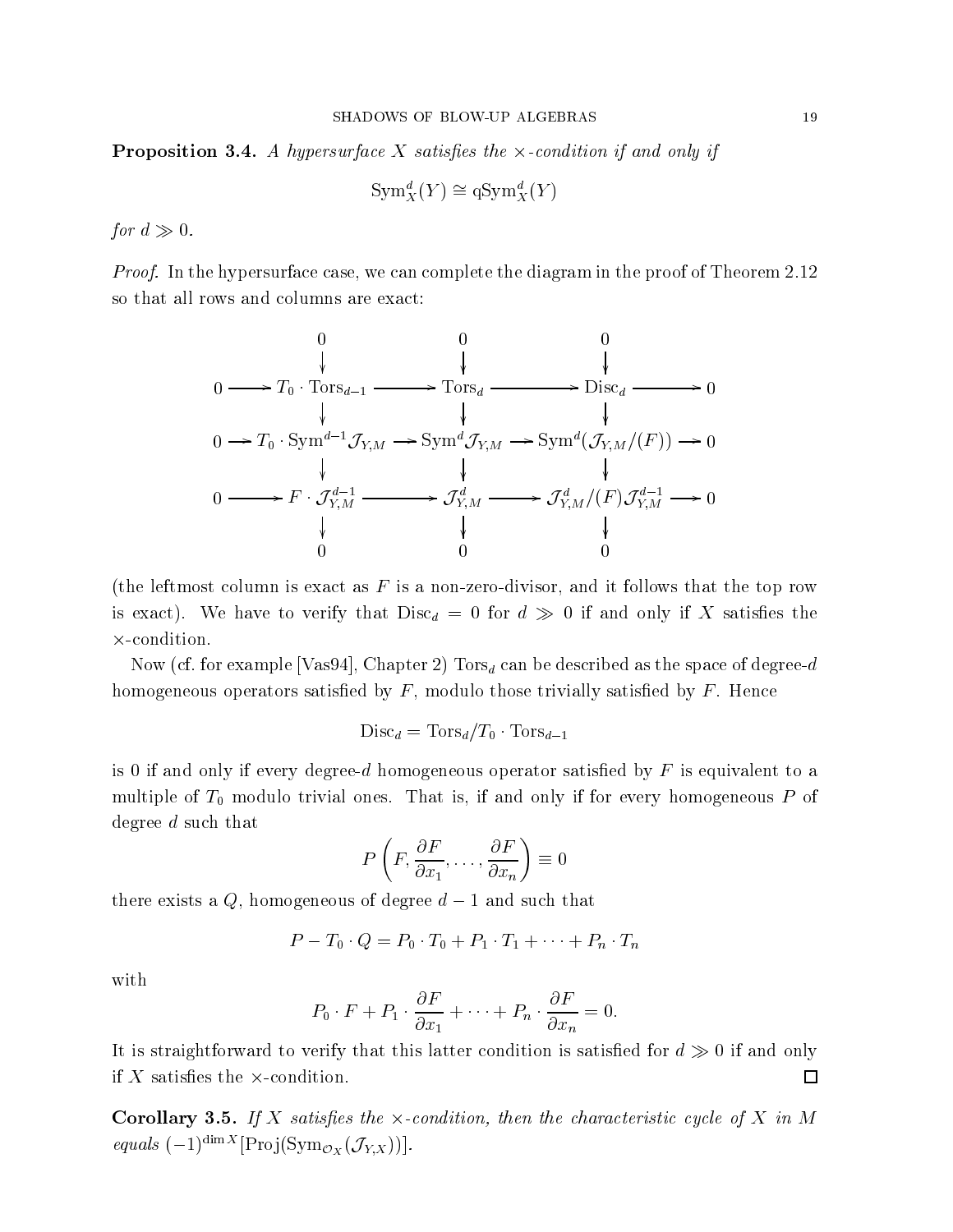**Proposition 3.4.** *A hypersurface $X$ satisfies the $\times$-condition if and only if*

$$\mathrm{Sym}^d_X(Y) \cong \mathrm{qSym}^d_X(Y)$$

*for $d \gg 0$.*

*Proof.* In the hypersurface case, we can complete the diagram in the proof of Theorem 2.12 so that all rows and columns are exact:

$$\begin{array}{ccccccccc}
 & & 0 & & 0 & & 0 & & \\
 & & \downarrow & & \downarrow & & \downarrow & & \\
0 & \longrightarrow & T_0 \cdot \mathrm{Tors}_{d-1} & \longrightarrow & \mathrm{Tors}_d & \longrightarrow & \mathrm{Disc}_d & \longrightarrow & 0 \\
 & & \downarrow & & \downarrow & & \downarrow & & \\
0 & \longrightarrow & T_0 \cdot \mathrm{Sym}^{d-1} \mathcal{J}_{Y,M} & \longrightarrow & \mathrm{Sym}^d \mathcal{J}_{Y,M} & \longrightarrow & \mathrm{Sym}^d(\mathcal{J}_{Y,M}/(F)) & \longrightarrow & 0 \\
 & & \downarrow & & \downarrow & & \downarrow & & \\
0 & \longrightarrow & F \cdot \mathcal{J}^{d-1}_{Y,M} & \longrightarrow & \mathcal{J}^d_{Y,M} & \longrightarrow & \mathcal{J}^d_{Y,M}/(F)\mathcal{J}^{d-1}_{Y,M} & \longrightarrow & 0 \\
 & & \downarrow & & \downarrow & & \downarrow & & \\
 & & 0 & & 0 & & 0 & &
\end{array}$$

(the leftmost column is exact as $F$ is a non-zero-divisor, and it follows that the top row is exact). We have to verify that $\mathrm{Disc}_d = 0$ for $d \gg 0$ if and only if $X$ satisfies the $\times$-condition.

Now (cf. for example [Vas94], Chapter 2) $\mathrm{Tors}_d$ can be described as the space of degree-$d$ homogeneous operators satisfied by $F$, modulo those trivially satisfied by $F$. Hence

$$\mathrm{Disc}_d = \mathrm{Tors}_d / T_0 \cdot \mathrm{Tors}_{d-1}$$

is 0 if and only if every degree-$d$ homogeneous operator satisfied by $F$ is equivalent to a multiple of $T_0$ modulo trivial ones. That is, if and only if for every homogeneous $P$ of degree $d$ such that

$$P\left(F, \frac{\partial F}{\partial x_1}, \dots, \frac{\partial F}{\partial x_n}\right) \equiv 0$$

there exists a $Q$, homogeneous of degree $d-1$ and such that

$$P - T_0 \cdot Q = P_0 \cdot T_0 + P_1 \cdot T_1 + \cdots + P_n \cdot T_n$$

with

$$P_0 \cdot F + P_1 \cdot \frac{\partial F}{\partial x_1} + \cdots + P_n \cdot \frac{\partial F}{\partial x_n} = 0.$$

It is straightforward to verify that this latter condition is satisfied for $d \gg 0$ if and only if $X$ satisfies the $\times$-condition. $\square$

**Corollary 3.5.** *If $X$ satisfies the $\times$-condition, then the characteristic cycle of $X$ in $M$ equals $(-1)^{\dim X}[\mathrm{Proj}(\mathrm{Sym}_{\mathcal{O}_X}(\mathcal{J}_{Y,X}))]$.*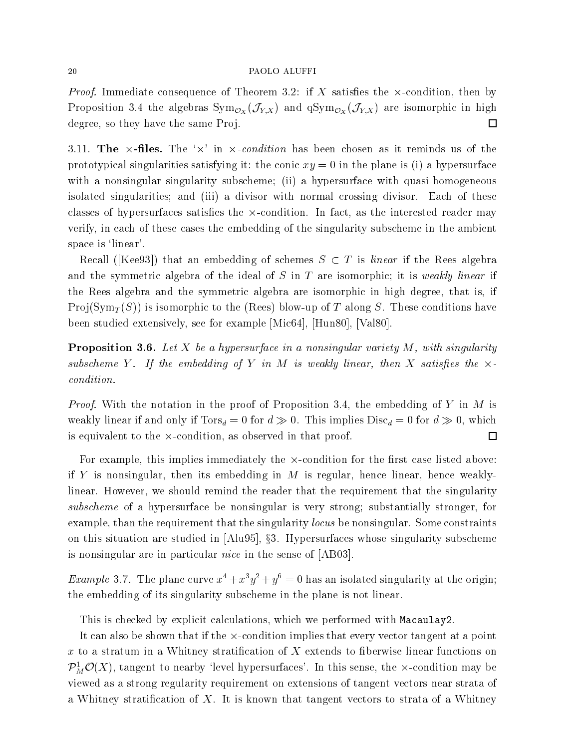*Proof.* Immediate consequence of Theorem 3.2: if $X$ satisfies the $\times$-condition, then by Proposition 3.4 the algebras $\mathrm{Sym}_{\mathcal{O}_X}(\mathcal{J}_{Y,X})$ and $\mathrm{qSym}_{\mathcal{O}_X}(\mathcal{J}_{Y,X})$ are isomorphic in high degree, so they have the same Proj. $\square$

3.11. **The $\times$-files.** The '$\times$' in *$\times$-condition* has been chosen as it reminds us of the prototypical singularities satisfying it: the conic $xy = 0$ in the plane is (i) a hypersurface with a nonsingular singularity subscheme; (ii) a hypersurface with quasi-homogeneous isolated singularities; and (iii) a divisor with normal crossing divisor. Each of these classes of hypersurfaces satisfies the $\times$-condition. In fact, as the interested reader may verify, in each of these cases the embedding of the singularity subscheme in the ambient space is 'linear'.

Recall ([Kee93]) that an embedding of schemes $S \subset T$ is *linear* if the Rees algebra and the symmetric algebra of the ideal of $S$ in $T$ are isomorphic; it is *weakly linear* if the Rees algebra and the symmetric algebra are isomorphic in high degree, that is, if $\mathrm{Proj}(\mathrm{Sym}_T(S))$ is isomorphic to the (Rees) blow-up of $T$ along $S$. These conditions have been studied extensively, see for example [Mic64], [Hun80], [Val80].

**Proposition 3.6.** *Let $X$ be a hypersurface in a nonsingular variety $M$, with singularity subscheme $Y$. If the embedding of $Y$ in $M$ is weakly linear, then $X$ satisfies the $\times$-condition.*

*Proof.* With the notation in the proof of Proposition 3.4, the embedding of $Y$ in $M$ is weakly linear if and only if $\mathrm{Tors}_d = 0$ for $d \gg 0$. This implies $\mathrm{Disc}_d = 0$ for $d \gg 0$, which is equivalent to the $\times$-condition, as observed in that proof. $\square$

For example, this implies immediately the $\times$-condition for the first case listed above: if $Y$ is nonsingular, then its embedding in $M$ is regular, hence linear, hence weakly-linear. However, we should remind the reader that the requirement that the singularity *subscheme* of a hypersurface be nonsingular is very strong; substantially stronger, for example, than the requirement that the singularity *locus* be nonsingular. Some constraints on this situation are studied in [Alu95], §3. Hypersurfaces whose singularity subscheme is nonsingular are in particular *nice* in the sense of [AB03].

*Example* 3.7. The plane curve $x^4 + x^3y^2 + y^6 = 0$ has an isolated singularity at the origin; the embedding of its singularity subscheme in the plane is not linear.

This is checked by explicit calculations, which we performed with `Macaulay2`.

It can also be shown that if the $\times$-condition implies that every vector tangent at a point $x$ to a stratum in a Whitney stratification of $X$ extends to fiberwise linear functions on $\mathcal{P}^1_M\mathcal{O}(X)$, tangent to nearby 'level hypersurfaces'. In this sense, the $\times$-condition may be viewed as a strong regularity requirement on extensions of tangent vectors near strata of a Whitney stratification of $X$. It is known that tangent vectors to strata of a Whitney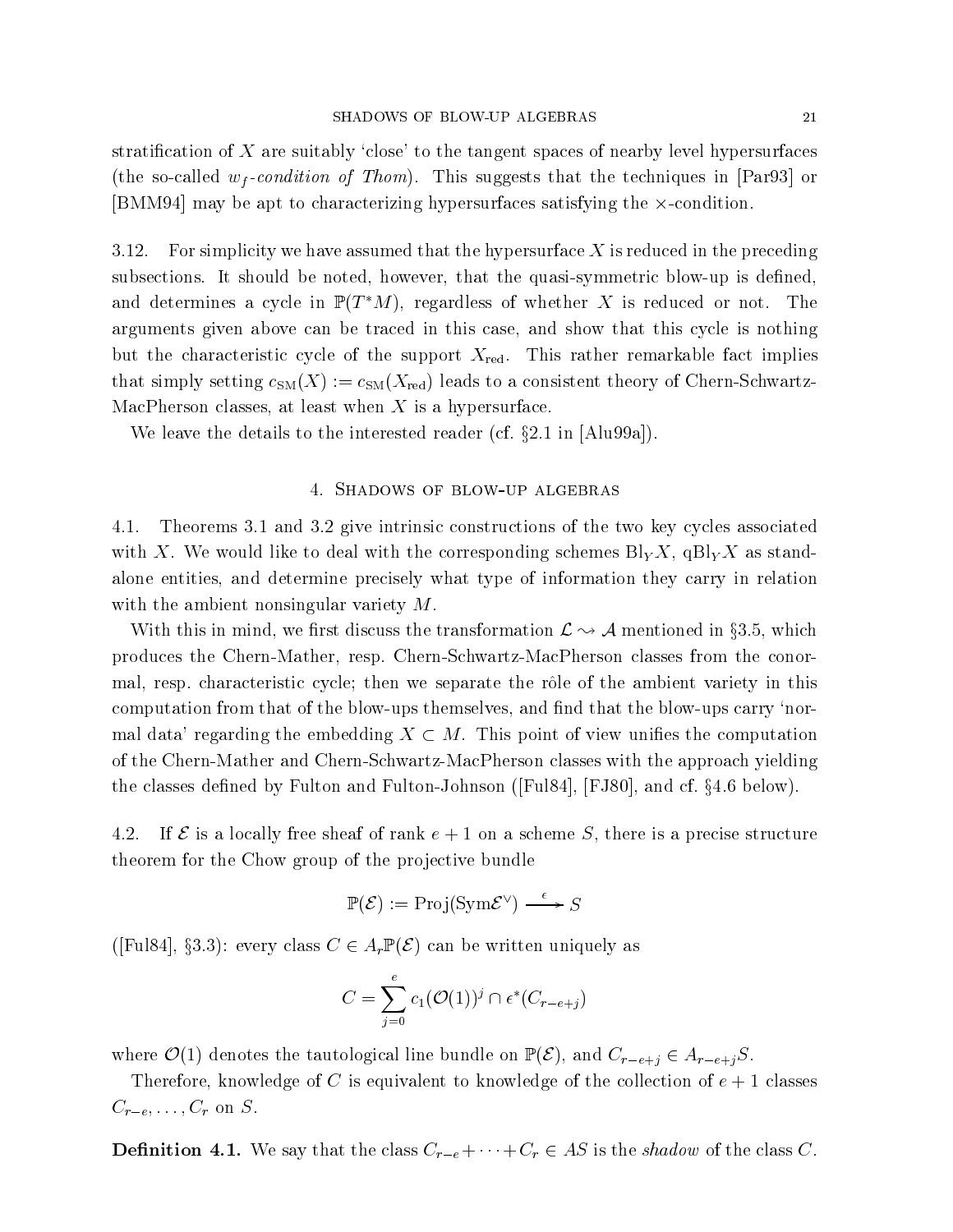stratification of $X$ are suitably 'close' to the tangent spaces of nearby level hypersurfaces (the so-called $w_f$-*condition of Thom*). This suggests that the techniques in [Par93] or [BMM94] may be apt to characterizing hypersurfaces satisfying the $\times$-condition.

3.12. For simplicity we have assumed that the hypersurface $X$ is reduced in the preceding subsections. It should be noted, however, that the quasi-symmetric blow-up is defined, and determines a cycle in $\mathbb{P}(T^*M)$, regardless of whether $X$ is reduced or not. The arguments given above can be traced in this case, and show that this cycle is nothing but the characteristic cycle of the support $X_{\text{red}}$. This rather remarkable fact implies that simply setting $c_{\text{SM}}(X) := c_{\text{SM}}(X_{\text{red}})$ leads to a consistent theory of Chern-Schwartz-MacPherson classes, at least when $X$ is a hypersurface.

We leave the details to the interested reader (cf. §2.1 in [Alu99a]).

## 4. Shadows of blow-up algebras

4.1. Theorems 3.1 and 3.2 give intrinsic constructions of the two key cycles associated with $X$. We would like to deal with the corresponding schemes $\text{Bl}_Y X$, $\text{qBl}_Y X$ as stand-alone entities, and determine precisely what type of information they carry in relation with the ambient nonsingular variety $M$.

With this in mind, we first discuss the transformation $\mathcal{L} \rightsquigarrow \mathcal{A}$ mentioned in §3.5, which produces the Chern-Mather, resp. Chern-Schwartz-MacPherson classes from the conormal, resp. characteristic cycle; then we separate the rôle of the ambient variety in this computation from that of the blow-ups themselves, and find that the blow-ups carry 'normal data' regarding the embedding $X \subset M$. This point of view unifies the computation of the Chern-Mather and Chern-Schwartz-MacPherson classes with the approach yielding the classes defined by Fulton and Fulton-Johnson ([Ful84], [FJ80], and cf. §4.6 below).

4.2. If $\mathcal{E}$ is a locally free sheaf of rank $e+1$ on a scheme $S$, there is a precise structure theorem for the Chow group of the projective bundle

$$\mathbb{P}(\mathcal{E}) := \text{Proj}(\text{Sym}\mathcal{E}^\vee) \xrightarrow{\epsilon} S$$

([Ful84], §3.3): every class $C \in A_r\mathbb{P}(\mathcal{E})$ can be written uniquely as

$$C = \sum_{j=0}^{e} c_1(\mathcal{O}(1))^j \cap \epsilon^*(C_{r-e+j})$$

where $\mathcal{O}(1)$ denotes the tautological line bundle on $\mathbb{P}(\mathcal{E})$, and $C_{r-e+j} \in A_{r-e+j}S$.

Therefore, knowledge of $C$ is equivalent to knowledge of the collection of $e+1$ classes $C_{r-e}, \dots, C_r$ on $S$.

**Definition 4.1.** We say that the class $C_{r-e} + \cdots + C_r \in AS$ is the *shadow* of the class $C$.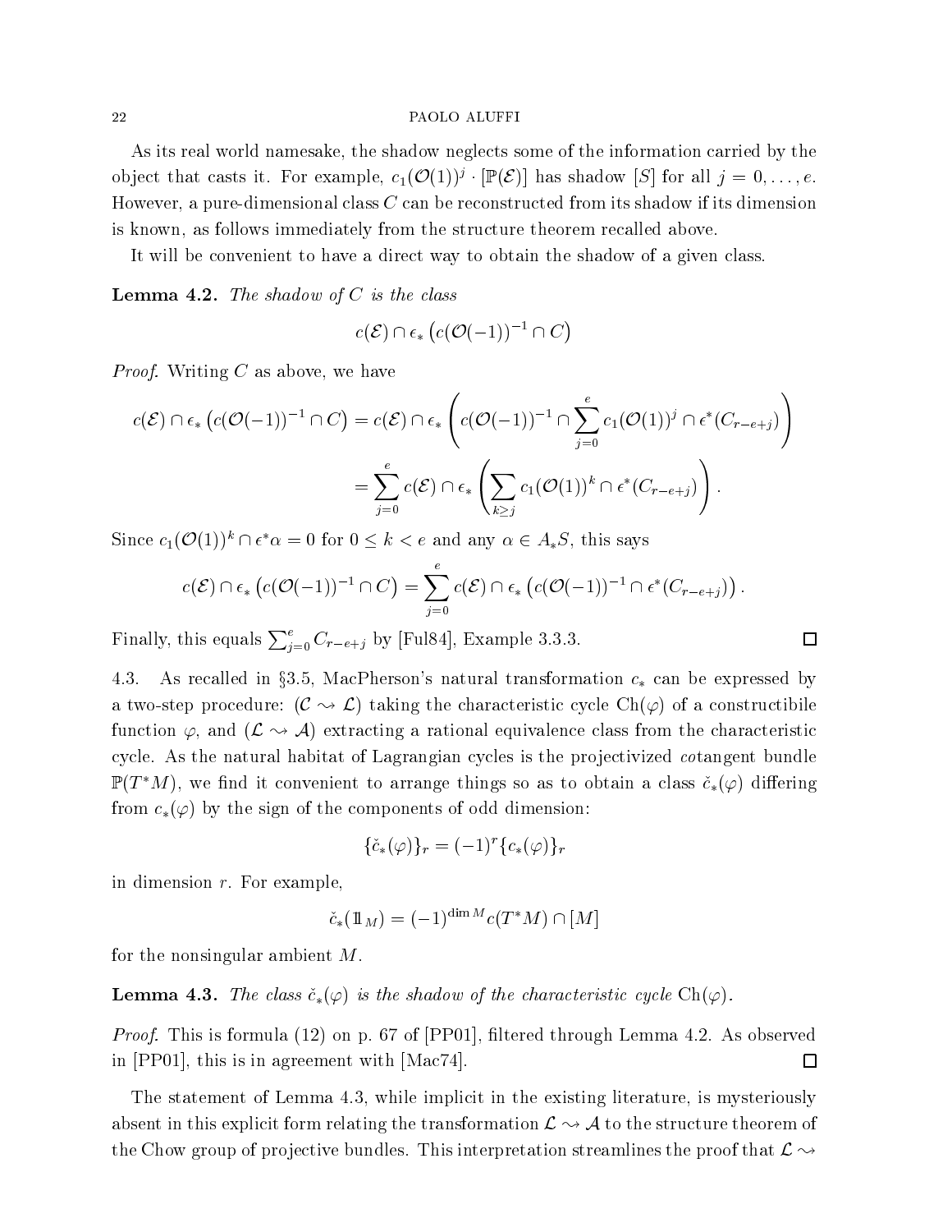As its real world namesake, the shadow neglects some of the information carried by the object that casts it. For example, $c_1(\mathcal{O}(1))^j \cdot [\mathbb{P}(\mathcal{E})]$ has shadow $[S]$ for all $j = 0, \dots, e$. However, a pure-dimensional class $C$ can be reconstructed from its shadow if its dimension is known, as follows immediately from the structure theorem recalled above.

It will be convenient to have a direct way to obtain the shadow of a given class.

**Lemma 4.2.** *The shadow of $C$ is the class*

$$c(\mathcal{E}) \cap \epsilon_* \left( c(\mathcal{O}(-1))^{-1} \cap C \right)$$

*Proof.* Writing $C$ as above, we have

$$\begin{aligned} c(\mathcal{E}) \cap \epsilon_* \left( c(\mathcal{O}(-1))^{-1} \cap C \right) &= c(\mathcal{E}) \cap \epsilon_* \left( c(\mathcal{O}(-1))^{-1} \cap \sum_{j=0}^{e} c_1(\mathcal{O}(1))^j \cap \epsilon^*(C_{r-e+j}) \right) \\ &= \sum_{j=0}^{e} c(\mathcal{E}) \cap \epsilon_* \left( \sum_{k \geq j} c_1(\mathcal{O}(1))^k \cap \epsilon^*(C_{r-e+j}) \right). \end{aligned}$$

Since $c_1(\mathcal{O}(1))^k \cap \epsilon^* \alpha = 0$ for $0 \leq k < e$ and any $\alpha \in A_* S$, this says

$$c(\mathcal{E}) \cap \epsilon_* \left( c(\mathcal{O}(-1))^{-1} \cap C \right) = \sum_{j=0}^{e} c(\mathcal{E}) \cap \epsilon_* \left( c(\mathcal{O}(-1))^{-1} \cap \epsilon^*(C_{r-e+j}) \right).$$

Finally, this equals $\sum_{j=0}^{e} C_{r-e+j}$ by [Ful84], Example 3.3.3. $\square$

4.3. As recalled in §3.5, MacPherson's natural transformation $c_*$ can be expressed by a two-step procedure: ($\mathcal{C} \rightsquigarrow \mathcal{L}$) taking the characteristic cycle $\mathrm{Ch}(\varphi)$ of a constructibile function $\varphi$, and ($\mathcal{L} \rightsquigarrow \mathcal{A}$) extracting a rational equivalence class from the characteristic cycle. As the natural habitat of Lagrangian cycles is the projectivized *co*tangent bundle $\mathbb{P}(T^*M)$, we find it convenient to arrange things so as to obtain a class $\check{c}_*(\varphi)$ differing from $c_*(\varphi)$ by the sign of the components of odd dimension:

$$\{\check{c}_*(\varphi)\}_r = (-1)^r \{c_*(\varphi)\}_r$$

in dimension $r$. For example,

$$\check{c}_*(1\!\!1_M) = (-1)^{\dim M} c(T^*M) \cap [M]$$

for the nonsingular ambient $M$.

**Lemma 4.3.** *The class $\check{c}_*(\varphi)$ is the shadow of the characteristic cycle $\mathrm{Ch}(\varphi)$.*

*Proof.* This is formula (12) on p. 67 of [PP01], filtered through Lemma 4.2. As observed in [PP01], this is in agreement with [Mac74]. $\square$

The statement of Lemma 4.3, while implicit in the existing literature, is mysteriously absent in this explicit form relating the transformation $\mathcal{L} \rightsquigarrow \mathcal{A}$ to the structure theorem of the Chow group of projective bundles. This interpretation streamlines the proof that $\mathcal{L} \rightsquigarrow$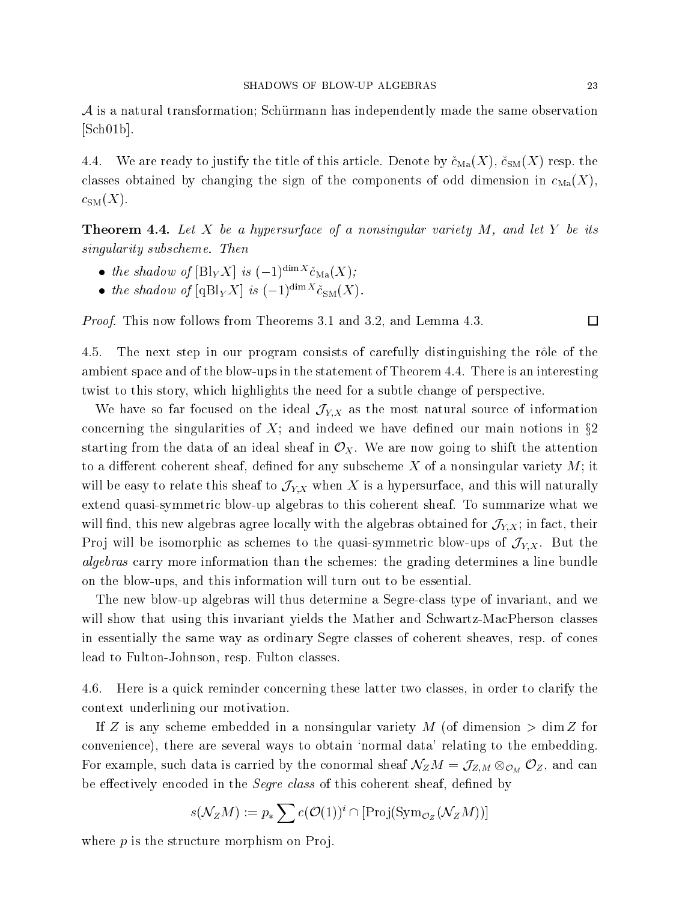$\mathcal{A}$ is a natural transformation; Schürmann has independently made the same observation [Sch01b].

4.4. We are ready to justify the title of this article. Denote by $\check{c}_{\mathrm{Ma}}(X)$, $\check{c}_{\mathrm{SM}}(X)$ resp. the classes obtained by changing the sign of the components of odd dimension in $c_{\mathrm{Ma}}(X)$, $c_{\mathrm{SM}}(X)$.

**Theorem 4.4.** *Let $X$ be a hypersurface of a nonsingular variety $M$, and let $Y$ be its singularity subscheme. Then*

- *the shadow of $[\mathrm{Bl}_Y X]$ is $(-1)^{\dim X}\check{c}_{\mathrm{Ma}}(X)$;*
- *the shadow of $[\mathrm{qBl}_Y X]$ is $(-1)^{\dim X}\check{c}_{\mathrm{SM}}(X)$.*

*Proof.* This now follows from Theorems 3.1 and 3.2, and Lemma 4.3. □

4.5. The next step in our program consists of carefully distinguishing the rôle of the ambient space and of the blow-ups in the statement of Theorem 4.4. There is an interesting twist to this story, which highlights the need for a subtle change of perspective.

We have so far focused on the ideal $\mathcal{J}_{Y,X}$ as the most natural source of information concerning the singularities of $X$; and indeed we have defined our main notions in §2 starting from the data of an ideal sheaf in $\mathcal{O}_X$. We are now going to shift the attention to a different coherent sheaf, defined for any subscheme $X$ of a nonsingular variety $M$; it will be easy to relate this sheaf to $\mathcal{J}_{Y,X}$ when $X$ is a hypersurface, and this will naturally extend quasi-symmetric blow-up algebras to this coherent sheaf. To summarize what we will find, this new algebras agree locally with the algebras obtained for $\mathcal{J}_{Y,X}$; in fact, their Proj will be isomorphic as schemes to the quasi-symmetric blow-ups of $\mathcal{J}_{Y,X}$. But the *algebras* carry more information than the schemes: the grading determines a line bundle on the blow-ups, and this information will turn out to be essential.

The new blow-up algebras will thus determine a Segre-class type of invariant, and we will show that using this invariant yields the Mather and Schwartz-MacPherson classes in essentially the same way as ordinary Segre classes of coherent sheaves, resp. of cones lead to Fulton-Johnson, resp. Fulton classes.

4.6. Here is a quick reminder concerning these latter two classes, in order to clarify the context underlining our motivation.

If $Z$ is any scheme embedded in a nonsingular variety $M$ (of dimension $> \dim Z$ for convenience), there are several ways to obtain 'normal data' relating to the embedding. For example, such data is carried by the conormal sheaf $\mathcal{N}_Z M = \mathcal{J}_{Z,M} \otimes_{\mathcal{O}_M} \mathcal{O}_Z$, and can be effectively encoded in the *Segre class* of this coherent sheaf, defined by

$$s(\mathcal{N}_Z M) := p_* \sum c(\mathcal{O}(1))^i \cap [\mathrm{Proj}(\mathrm{Sym}_{\mathcal{O}_Z}(\mathcal{N}_Z M))]$$

where $p$ is the structure morphism on Proj.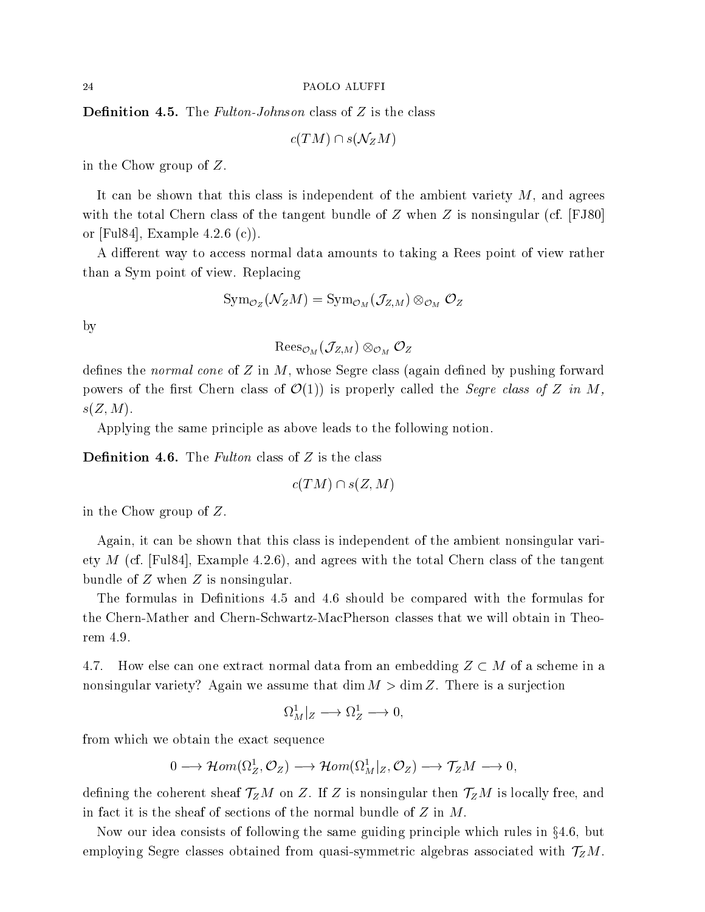**Definition 4.5.** The *Fulton-Johnson* class of $Z$ is the class

$$c(TM) \cap s(\mathcal{N}_Z M)$$

in the Chow group of $Z$.

It can be shown that this class is independent of the ambient variety $M$, and agrees with the total Chern class of the tangent bundle of $Z$ when $Z$ is nonsingular (cf. [FJ80] or [Ful84], Example 4.2.6 (c)).

A different way to access normal data amounts to taking a Rees point of view rather than a Sym point of view. Replacing

$$\mathrm{Sym}_{\mathcal{O}_Z}(\mathcal{N}_Z M) = \mathrm{Sym}_{\mathcal{O}_M}(\mathcal{J}_{Z,M}) \otimes_{\mathcal{O}_M} \mathcal{O}_Z$$

by

$$\mathrm{Rees}_{\mathcal{O}_M}(\mathcal{J}_{Z,M}) \otimes_{\mathcal{O}_M} \mathcal{O}_Z$$

defines the *normal cone* of $Z$ in $M$, whose Segre class (again defined by pushing forward powers of the first Chern class of $\mathcal{O}(1)$) is properly called the *Segre class of $Z$ in $M$*, $s(Z, M)$.

Applying the same principle as above leads to the following notion.

**Definition 4.6.** The *Fulton* class of $Z$ is the class

$$c(TM) \cap s(Z, M)$$

in the Chow group of $Z$.

Again, it can be shown that this class is independent of the ambient nonsingular variety $M$ (cf. [Ful84], Example 4.2.6), and agrees with the total Chern class of the tangent bundle of $Z$ when $Z$ is nonsingular.

The formulas in Definitions 4.5 and 4.6 should be compared with the formulas for the Chern-Mather and Chern-Schwartz-MacPherson classes that we will obtain in Theorem 4.9.

4.7. How else can one extract normal data from an embedding $Z \subset M$ of a scheme in a nonsingular variety? Again we assume that $\dim M > \dim Z$. There is a surjection

$$\Omega^1_M|_Z \longrightarrow \Omega^1_Z \longrightarrow 0,$$

from which we obtain the exact sequence

$$0 \longrightarrow \mathcal{H}om(\Omega^1_Z, \mathcal{O}_Z) \longrightarrow \mathcal{H}om(\Omega^1_M|_Z, \mathcal{O}_Z) \longrightarrow \mathcal{T}_Z M \longrightarrow 0,$$

defining the coherent sheaf $\mathcal{T}_Z M$ on $Z$. If $Z$ is nonsingular then $\mathcal{T}_Z M$ is locally free, and in fact it is the sheaf of sections of the normal bundle of $Z$ in $M$.

Now our idea consists of following the same guiding principle which rules in §4.6, but employing Segre classes obtained from quasi-symmetric algebras associated with $\mathcal{T}_Z M$.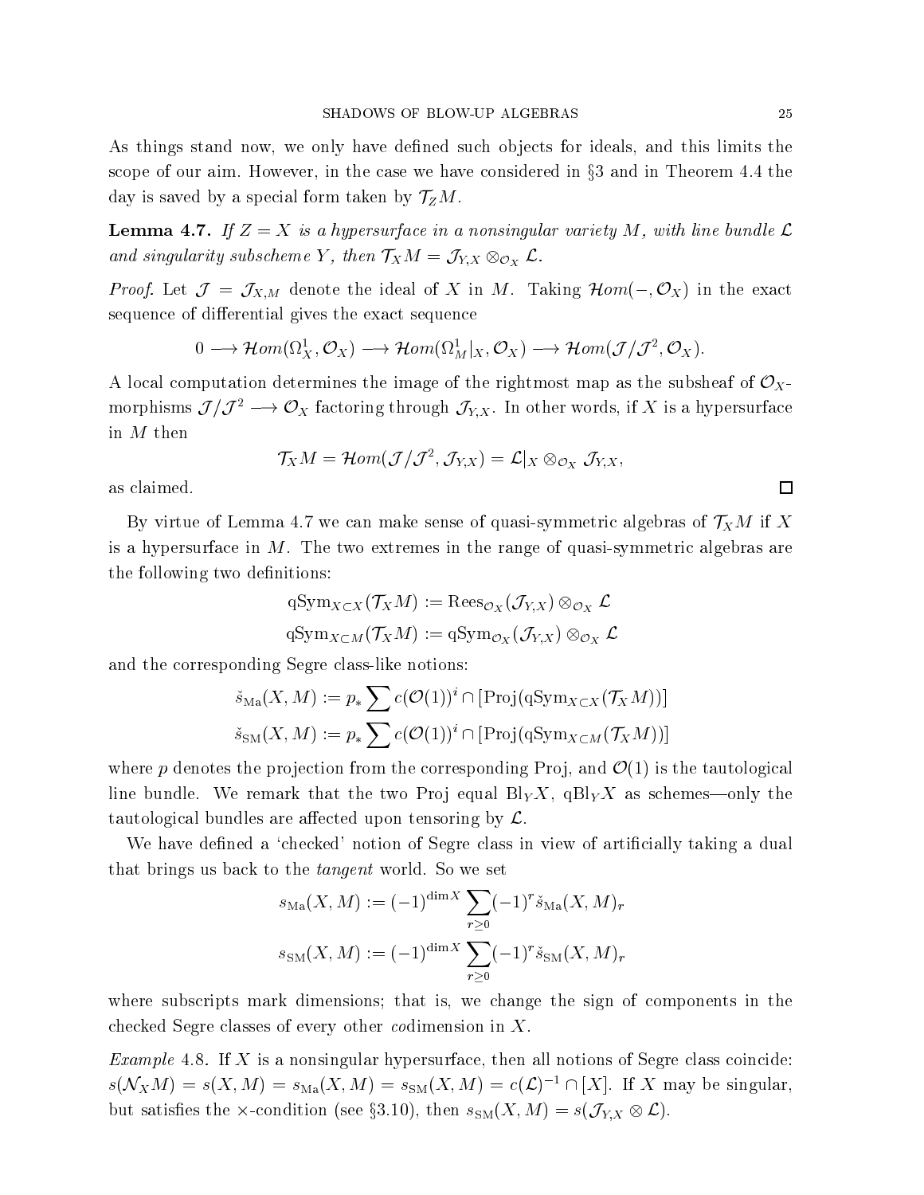As things stand now, we only have defined such objects for ideals, and this limits the scope of our aim. However, in the case we have considered in §3 and in Theorem 4.4 the day is saved by a special form taken by $\mathcal{T}_Z M$.

**Lemma 4.7.** *If $Z = X$ is a hypersurface in a nonsingular variety $M$, with line bundle $\mathcal{L}$ and singularity subscheme $Y$, then $\mathcal{T}_X M = \mathcal{J}_{Y,X} \otimes_{\mathcal{O}_X} \mathcal{L}$.*

*Proof.* Let $\mathcal{J} = \mathcal{J}_{X,M}$ denote the ideal of $X$ in $M$. Taking $\mathcal{H}om(-, \mathcal{O}_X)$ in the exact sequence of differential gives the exact sequence

$$0 \longrightarrow \mathcal{H}om(\Omega^1_X, \mathcal{O}_X) \longrightarrow \mathcal{H}om(\Omega^1_M|_X, \mathcal{O}_X) \longrightarrow \mathcal{H}om(\mathcal{J}/\mathcal{J}^2, \mathcal{O}_X).$$

A local computation determines the image of the rightmost map as the subsheaf of $\mathcal{O}_X$-morphisms $\mathcal{J}/\mathcal{J}^2 \longrightarrow \mathcal{O}_X$ factoring through $\mathcal{J}_{Y,X}$. In other words, if $X$ is a hypersurface in $M$ then

$$\mathcal{T}_X M = \mathcal{H}om(\mathcal{J}/\mathcal{J}^2, \mathcal{J}_{Y,X}) = \mathcal{L}|_X \otimes_{\mathcal{O}_X} \mathcal{J}_{Y,X},$$

as claimed. $\square$

By virtue of Lemma 4.7 we can make sense of quasi-symmetric algebras of $\mathcal{T}_X M$ if $X$ is a hypersurface in $M$. The two extremes in the range of quasi-symmetric algebras are the following two definitions:

$$\text{qSym}_{X \subset X}(\mathcal{T}_X M) := \text{Rees}_{\mathcal{O}_X}(\mathcal{J}_{Y,X}) \otimes_{\mathcal{O}_X} \mathcal{L}$$
$$\text{qSym}_{X \subset M}(\mathcal{T}_X M) := \text{qSym}_{\mathcal{O}_X}(\mathcal{J}_{Y,X}) \otimes_{\mathcal{O}_X} \mathcal{L}$$

and the corresponding Segre class-like notions:

$$\check{s}_{\text{Ma}}(X, M) := p_* \sum c(\mathcal{O}(1))^i \cap [\text{Proj}(\text{qSym}_{X \subset X}(\mathcal{T}_X M))]$$
$$\check{s}_{\text{SM}}(X, M) := p_* \sum c(\mathcal{O}(1))^i \cap [\text{Proj}(\text{qSym}_{X \subset M}(\mathcal{T}_X M))]$$

where $p$ denotes the projection from the corresponding Proj, and $\mathcal{O}(1)$ is the tautological line bundle. We remark that the two Proj equal $\text{Bl}_Y X$, $\text{qBl}_Y X$ as schemes—only the tautological bundles are affected upon tensoring by $\mathcal{L}$.

We have defined a 'checked' notion of Segre class in view of artificially taking a dual that brings us back to the *tangent* world. So we set

$$s_{\text{Ma}}(X, M) := (-1)^{\dim X} \sum_{r \geq 0} (-1)^r \check{s}_{\text{Ma}}(X, M)_r$$
$$s_{\text{SM}}(X, M) := (-1)^{\dim X} \sum_{r \geq 0} (-1)^r \check{s}_{\text{SM}}(X, M)_r$$

where subscripts mark dimensions; that is, we change the sign of components in the checked Segre classes of every other *co*dimension in $X$.

*Example* 4.8. If $X$ is a nonsingular hypersurface, then all notions of Segre class coincide: $s(\mathcal{N}_X M) = s(X, M) = s_{\text{Ma}}(X, M) = s_{\text{SM}}(X, M) = c(\mathcal{L})^{-1} \cap [X]$. If $X$ may be singular, but satisfies the $\times$-condition (see §3.10), then $s_{\text{SM}}(X, M) = s(\mathcal{J}_{Y,X} \otimes \mathcal{L})$.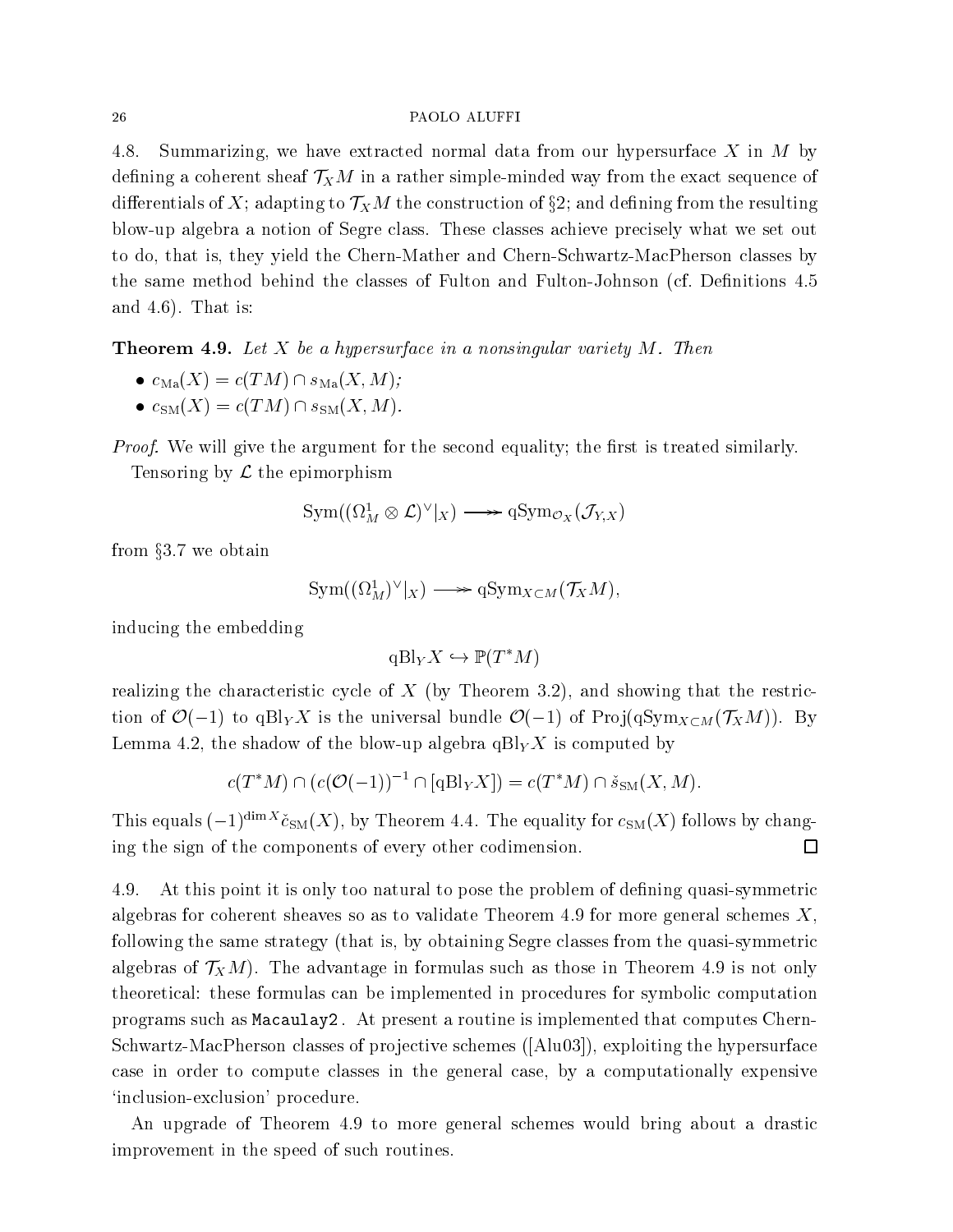4.8. Summarizing, we have extracted normal data from our hypersurface $X$ in $M$ by defining a coherent sheaf $\mathcal{T}_X M$ in a rather simple-minded way from the exact sequence of differentials of $X$; adapting to $\mathcal{T}_X M$ the construction of §2; and defining from the resulting blow-up algebra a notion of Segre class. These classes achieve precisely what we set out to do, that is, they yield the Chern-Mather and Chern-Schwartz-MacPherson classes by the same method behind the classes of Fulton and Fulton-Johnson (cf. Definitions 4.5 and 4.6). That is:

**Theorem 4.9.** *Let $X$ be a hypersurface in a nonsingular variety $M$. Then*

- $c_{\mathrm{Ma}}(X) = c(TM) \cap s_{\mathrm{Ma}}(X, M)$*;*
- $c_{\mathrm{SM}}(X) = c(TM) \cap s_{\mathrm{SM}}(X, M)$*.*

*Proof.* We will give the argument for the second equality; the first is treated similarly.

Tensoring by $\mathcal{L}$ the epimorphism

$$\mathrm{Sym}((\Omega^1_M \otimes \mathcal{L})^\vee|_X) \twoheadrightarrow \mathrm{qSym}_{\mathcal{O}_X}(\mathcal{J}_{Y,X})$$

from §3.7 we obtain

$$\mathrm{Sym}((\Omega^1_M)^\vee|_X) \twoheadrightarrow \mathrm{qSym}_{X\subset M}(\mathcal{T}_X M),$$

inducing the embedding

$$\mathrm{qBl}_Y X \hookrightarrow \mathbb{P}(T^*M)$$

realizing the characteristic cycle of $X$ (by Theorem 3.2), and showing that the restriction of $\mathcal{O}(-1)$ to $\mathrm{qBl}_Y X$ is the universal bundle $\mathcal{O}(-1)$ of $\mathrm{Proj}(\mathrm{qSym}_{X\subset M}(\mathcal{T}_X M))$. By Lemma 4.2, the shadow of the blow-up algebra $\mathrm{qBl}_Y X$ is computed by

$$c(T^*M) \cap (c(\mathcal{O}(-1))^{-1} \cap [\mathrm{qBl}_Y X]) = c(T^*M) \cap \check{s}_{\mathrm{SM}}(X, M).$$

This equals $(-1)^{\dim X} \check{c}_{\mathrm{SM}}(X)$, by Theorem 4.4. The equality for $c_{\mathrm{SM}}(X)$ follows by changing the sign of the components of every other codimension. □

4.9. At this point it is only too natural to pose the problem of defining quasi-symmetric algebras for coherent sheaves so as to validate Theorem 4.9 for more general schemes $X$, following the same strategy (that is, by obtaining Segre classes from the quasi-symmetric algebras of $\mathcal{T}_X M$). The advantage in formulas such as those in Theorem 4.9 is not only theoretical: these formulas can be implemented in procedures for symbolic computation programs such as `Macaulay2`. At present a routine is implemented that computes Chern-Schwartz-MacPherson classes of projective schemes ([Alu03]), exploiting the hypersurface case in order to compute classes in the general case, by a computationally expensive 'inclusion-exclusion' procedure.

An upgrade of Theorem 4.9 to more general schemes would bring about a drastic improvement in the speed of such routines.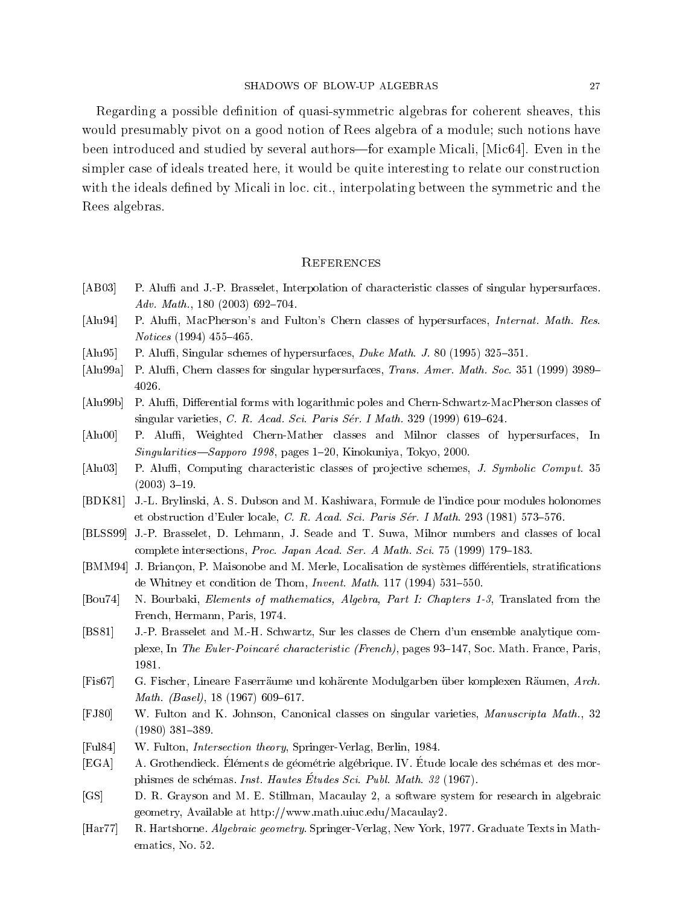Regarding a possible definition of quasi-symmetric algebras for coherent sheaves, this would presumably pivot on a good notion of Rees algebra of a module; such notions have been introduced and studied by several authors—for example Micali, [Mic64]. Even in the simpler case of ideals treated here, it would be quite interesting to relate our construction with the ideals defined by Micali in loc. cit., interpolating between the symmetric and the Rees algebras.

## References

[AB03] P. Aluffi and J.-P. Brasselet, Interpolation of characteristic classes of singular hypersurfaces. *Adv. Math.*, 180 (2003) 692–704.

[Alu94] P. Aluffi, MacPherson's and Fulton's Chern classes of hypersurfaces, *Internat. Math. Res. Notices* (1994) 455–465.

[Alu95] P. Aluffi, Singular schemes of hypersurfaces, *Duke Math. J.* 80 (1995) 325–351.

[Alu99a] P. Aluffi, Chern classes for singular hypersurfaces, *Trans. Amer. Math. Soc.* 351 (1999) 3989–4026.

[Alu99b] P. Aluffi, Differential forms with logarithmic poles and Chern-Schwartz-MacPherson classes of singular varieties, *C. R. Acad. Sci. Paris Sér. I Math.* 329 (1999) 619–624.

[Alu00] P. Aluffi, Weighted Chern-Mather classes and Milnor classes of hypersurfaces, In *Singularities—Sapporo 1998*, pages 1–20, Kinokuniya, Tokyo, 2000.

[Alu03] P. Aluffi, Computing characteristic classes of projective schemes, *J. Symbolic Comput.* 35 (2003) 3–19.

[BDK81] J.-L. Brylinski, A. S. Dubson and M. Kashiwara, Formule de l'indice pour modules holonomes et obstruction d'Euler locale, *C. R. Acad. Sci. Paris Sér. I Math.* 293 (1981) 573–576.

[BLSS99] J.-P. Brasselet, D. Lehmann, J. Seade and T. Suwa, Milnor numbers and classes of local complete intersections, *Proc. Japan Acad. Ser. A Math. Sci.* 75 (1999) 179–183.

[BMM94] J. Briançon, P. Maisonobe and M. Merle, Localisation de systèmes différentiels, stratifications de Whitney et condition de Thom, *Invent. Math.* 117 (1994) 531–550.

[Bou74] N. Bourbaki, *Elements of mathematics, Algebra, Part I: Chapters 1-3*, Translated from the French, Hermann, Paris, 1974.

[BS81] J.-P. Brasselet and M.-H. Schwartz, Sur les classes de Chern d'un ensemble analytique complexe, In *The Euler-Poincaré characteristic (French)*, pages 93–147, Soc. Math. France, Paris, 1981.

[Fis67] G. Fischer, Lineare Faserräume und kohärente Modulgarben über komplexen Räumen, *Arch. Math. (Basel)*, 18 (1967) 609–617.

[FJ80] W. Fulton and K. Johnson, Canonical classes on singular varieties, *Manuscripta Math.*, 32 (1980) 381–389.

[Ful84] W. Fulton, *Intersection theory*, Springer-Verlag, Berlin, 1984.

[EGA] A. Grothendieck. Éléments de géométrie algébrique. IV. Étude locale des schémas et des morphismes de schémas. *Inst. Hautes Études Sci. Publ. Math. 32* (1967).

[GS] D. R. Grayson and M. E. Stillman, Macaulay 2, a software system for research in algebraic geometry, Available at http://www.math.uiuc.edu/Macaulay2.

[Har77] R. Hartshorne. *Algebraic geometry*. Springer-Verlag, New York, 1977. Graduate Texts in Mathematics, No. 52.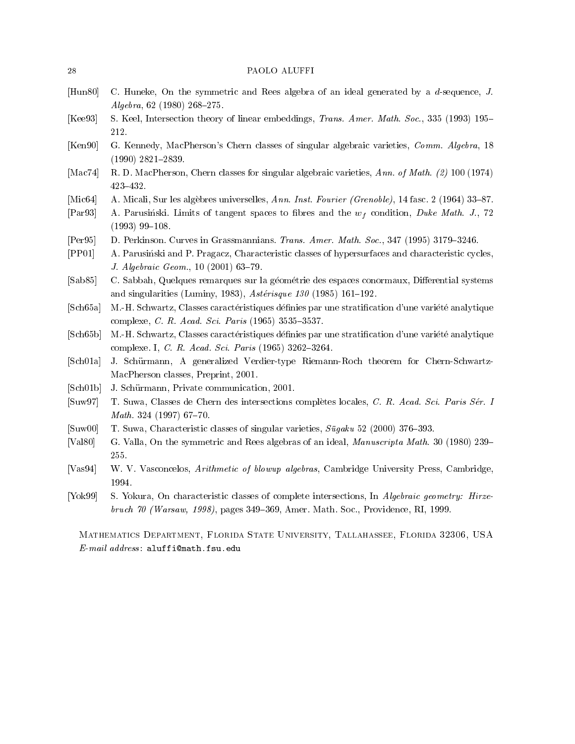[Hun80] C. Huneke, On the symmetric and Rees algebra of an ideal generated by a $d$-sequence, *J. Algebra*, 62 (1980) 268–275.

[Kee93] S. Keel, Intersection theory of linear embeddings, *Trans. Amer. Math. Soc.*, 335 (1993) 195–212.

[Ken90] G. Kennedy, MacPherson's Chern classes of singular algebraic varieties, *Comm. Algebra*, 18 (1990) 2821–2839.

[Mac74] R. D. MacPherson, Chern classes for singular algebraic varieties, *Ann. of Math. (2)* 100 (1974) 423–432.

[Mic64] A. Micali, Sur les algèbres universelles, *Ann. Inst. Fourier (Grenoble)*, 14 fasc. 2 (1964) 33–87.

[Par93] A. Parusiński. Limits of tangent spaces to fibres and the $w_f$ condition, *Duke Math. J.*, 72 (1993) 99–108.

[Per95] D. Perkinson. Curves in Grassmannians. *Trans. Amer. Math. Soc.*, 347 (1995) 3179–3246.

[PP01] A. Parusiński and P. Pragacz, Characteristic classes of hypersurfaces and characteristic cycles, *J. Algebraic Geom.*, 10 (2001) 63–79.

[Sab85] C. Sabbah, Quelques remarques sur la géométrie des espaces conormaux, Differential systems and singularities (Luminy, 1983), *Astérisque 130* (1985) 161–192.

[Sch65a] M.-H. Schwartz, Classes caractéristiques définies par une stratification d'une variété analytique complexe, *C. R. Acad. Sci. Paris* (1965) 3535–3537.

[Sch65b] M.-H. Schwartz, Classes caractéristiques définies par une stratification d'une variété analytique complexe. I, *C. R. Acad. Sci. Paris* (1965) 3262–3264.

[Sch01a] J. Schürmann, A generalized Verdier-type Riemann-Roch theorem for Chern-Schwartz-MacPherson classes, Preprint, 2001.

[Sch01b] J. Schürmann, Private communication, 2001.

[Suw97] T. Suwa, Classes de Chern des intersections complètes locales, *C. R. Acad. Sci. Paris Sér. I Math.* 324 (1997) 67–70.

[Suw00] T. Suwa, Characteristic classes of singular varieties, *Sūgaku* 52 (2000) 376–393.

[Val80] G. Valla, On the symmetric and Rees algebras of an ideal, *Manuscripta Math.* 30 (1980) 239–255.

[Vas94] W. V. Vasconcelos, *Arithmetic of blowup algebras*, Cambridge University Press, Cambridge, 1994.

[Yok99] S. Yokura, On characteristic classes of complete intersections, In *Algebraic geometry: Hirzebruch 70 (Warsaw, 1998)*, pages 349–369, Amer. Math. Soc., Providence, RI, 1999.

Mathematics Department, Florida State University, Tallahassee, Florida 32306, USA

*E-mail address*: aluffi@math.fsu.edu